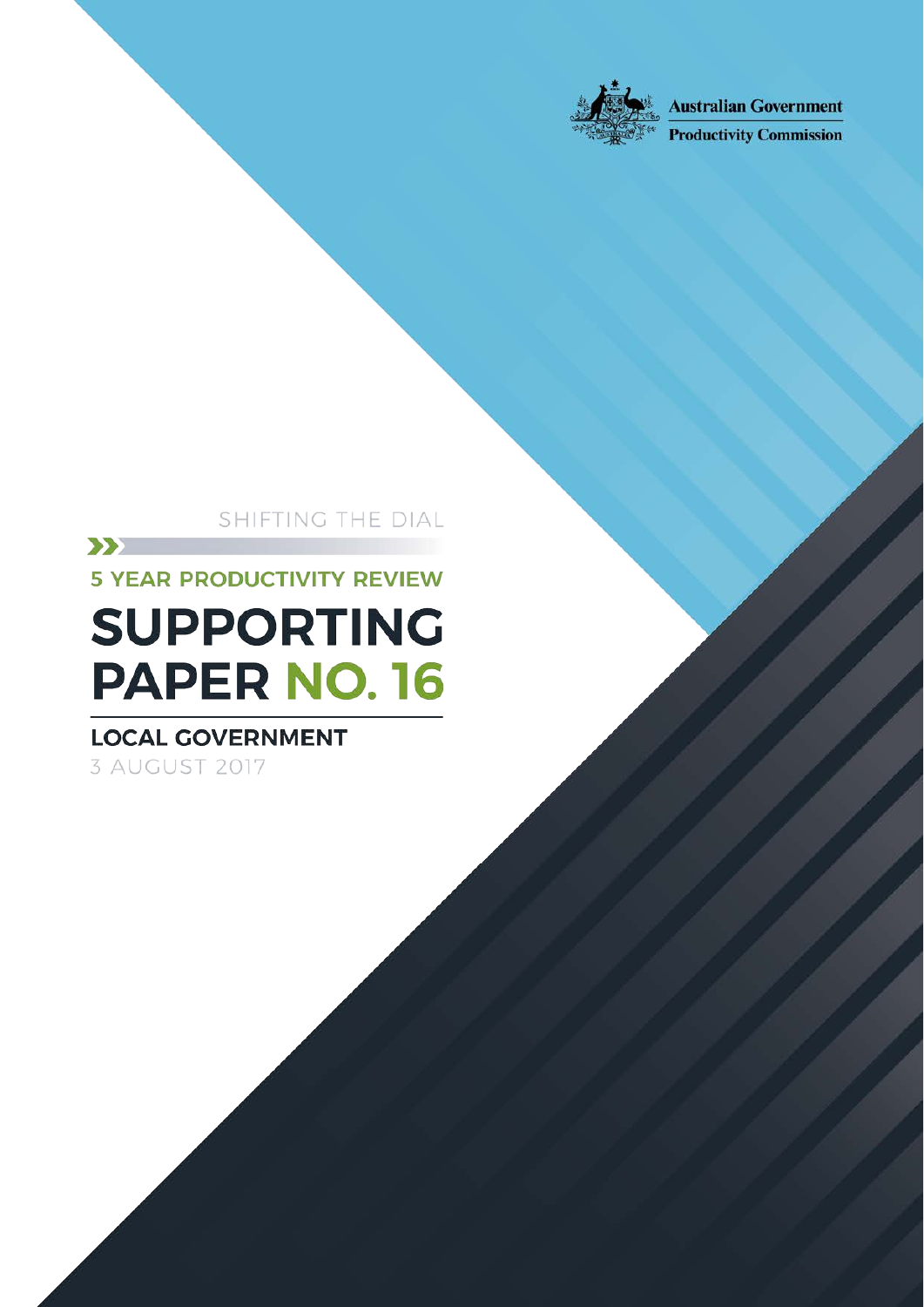Australian Government

Productivity Commission

SHIFTING THE DIAL

5 YEAR PRODUCTIVITY REVIEW

# SUPPORTING PAPER NO. 16

## LOCAL GOVERNMENT

3 AUGUST 2017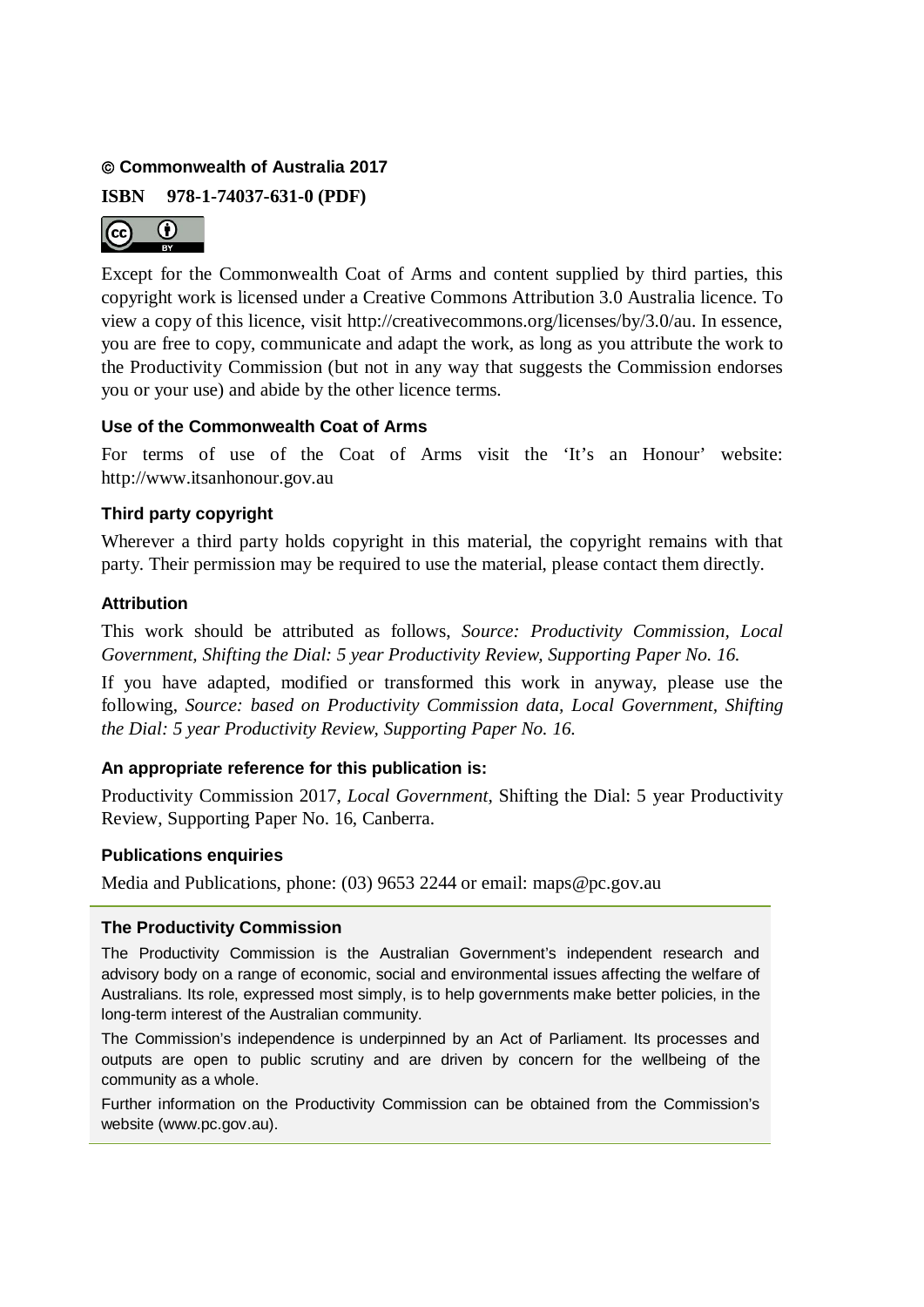**© Commonwealth of Australia 2017**

**ISBN 978-1-74037-631-0 (PDF)**

Except for the Commonwealth Coat of Arms and content supplied by third parties, this copyright work is licensed under a Creative Commons Attribution 3.0 Australia licence. To view a copy of this licence, visit http://creativecommons.org/licenses/by/3.0/au. In essence, you are free to copy, communicate and adapt the work, as long as you attribute the work to the Productivity Commission (but not in any way that suggests the Commission endorses you or your use) and abide by the other licence terms.

#### Use of the Commonwealth Coat of Arms

For terms of use of the Coat of Arms visit the 'It's an Honour' website: http://www.itsanhonour.gov.au

#### Third party copyright

Wherever a third party holds copyright in this material, the copyright remains with that party. Their permission may be required to use the material, please contact them directly.

#### Attribution

This work should be attributed as follows, *Source: Productivity Commission, Local Government, Shifting the Dial: 5 year Productivity Review, Supporting Paper No. 16.*

If you have adapted, modified or transformed this work in anyway, please use the following, *Source: based on Productivity Commission data, Local Government, Shifting the Dial: 5 year Productivity Review, Supporting Paper No. 16.*

#### An appropriate reference for this publication is:

Productivity Commission 2017, *Local Government*, Shifting the Dial: 5 year Productivity Review, Supporting Paper No. 16, Canberra.

#### Publications enquiries

Media and Publications, phone: (03) 9653 2244 or email: maps@pc.gov.au

#### The Productivity Commission

The Productivity Commission is the Australian Government's independent research and advisory body on a range of economic, social and environmental issues affecting the welfare of Australians. Its role, expressed most simply, is to help governments make better policies, in the long-term interest of the Australian community.

The Commission's independence is underpinned by an Act of Parliament. Its processes and outputs are open to public scrutiny and are driven by concern for the wellbeing of the community as a whole.

Further information on the Productivity Commission can be obtained from the Commission's website (www.pc.gov.au).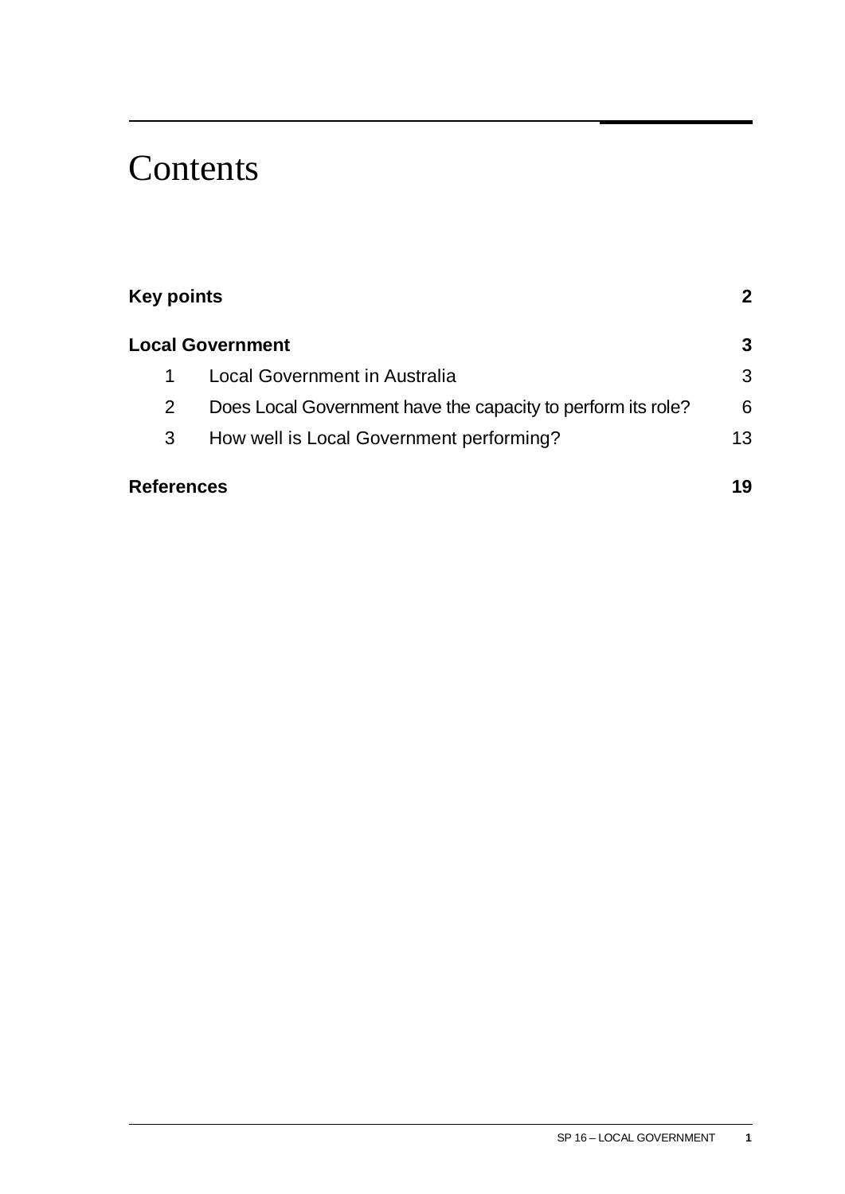# Contents

| | | |
|---|---|---|
| **Key points** | | **2** |
| **Local Government** | | **3** |
| 1 | Local Government in Australia | 3 |
| 2 | Does Local Government have the capacity to perform its role? | 6 |
| 3 | How well is Local Government performing? | 13 |
| **References** | | **19** |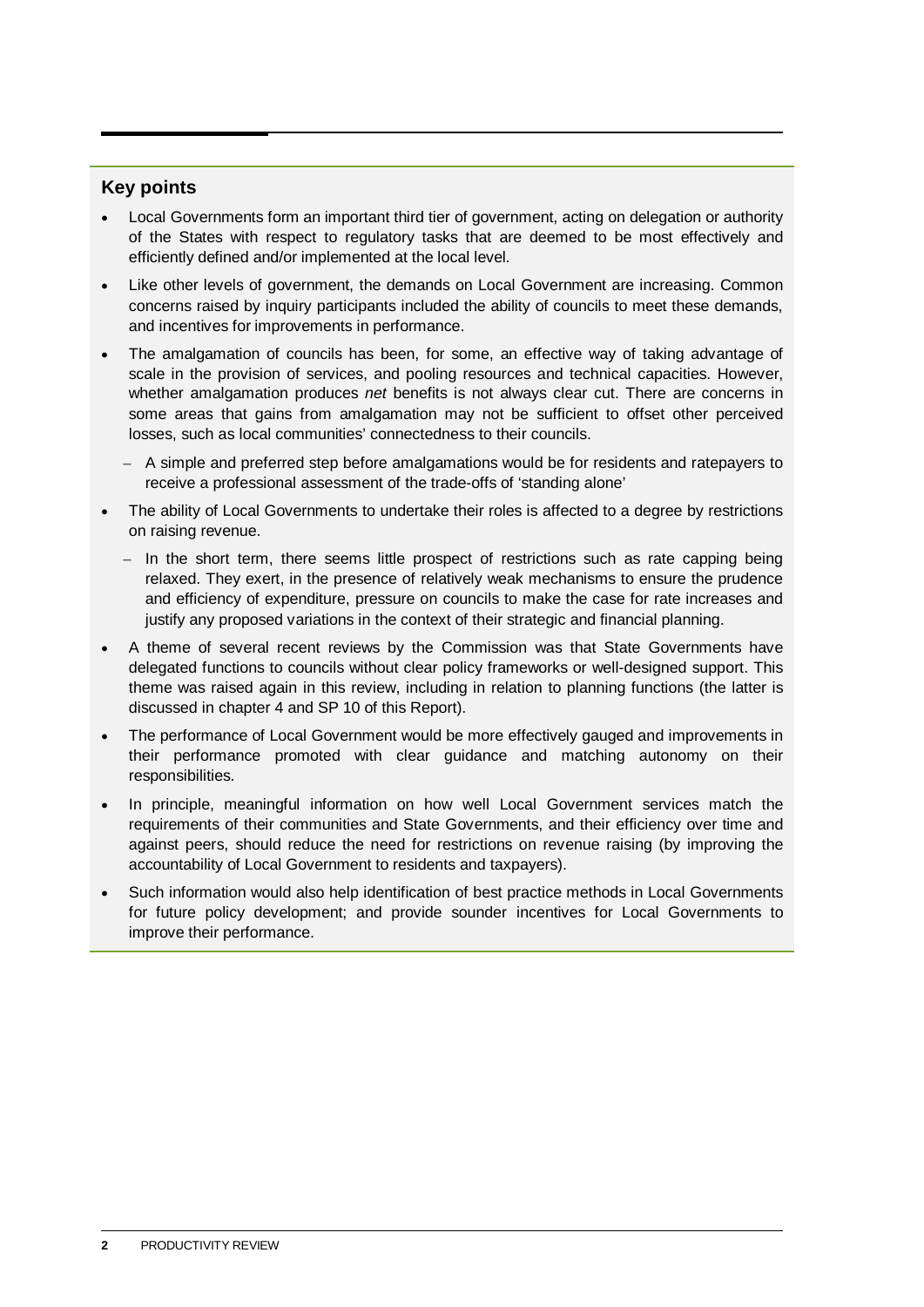## Key points

- Local Governments form an important third tier of government, acting on delegation or authority of the States with respect to regulatory tasks that are deemed to be most effectively and efficiently defined and/or implemented at the local level.
- Like other levels of government, the demands on Local Government are increasing. Common concerns raised by inquiry participants included the ability of councils to meet these demands, and incentives for improvements in performance.
- The amalgamation of councils has been, for some, an effective way of taking advantage of scale in the provision of services, and pooling resources and technical capacities. However, whether amalgamation produces *net* benefits is not always clear cut. There are concerns in some areas that gains from amalgamation may not be sufficient to offset other perceived losses, such as local communities' connectedness to their councils.
  - A simple and preferred step before amalgamations would be for residents and ratepayers to receive a professional assessment of the trade-offs of 'standing alone'
- The ability of Local Governments to undertake their roles is affected to a degree by restrictions on raising revenue.
  - In the short term, there seems little prospect of restrictions such as rate capping being relaxed. They exert, in the presence of relatively weak mechanisms to ensure the prudence and efficiency of expenditure, pressure on councils to make the case for rate increases and justify any proposed variations in the context of their strategic and financial planning.
- A theme of several recent reviews by the Commission was that State Governments have delegated functions to councils without clear policy frameworks or well-designed support. This theme was raised again in this review, including in relation to planning functions (the latter is discussed in chapter 4 and SP 10 of this Report).
- The performance of Local Government would be more effectively gauged and improvements in their performance promoted with clear guidance and matching autonomy on their responsibilities.
- In principle, meaningful information on how well Local Government services match the requirements of their communities and State Governments, and their efficiency over time and against peers, should reduce the need for restrictions on revenue raising (by improving the accountability of Local Government to residents and taxpayers).
- Such information would also help identification of best practice methods in Local Governments for future policy development; and provide sounder incentives for Local Governments to improve their performance.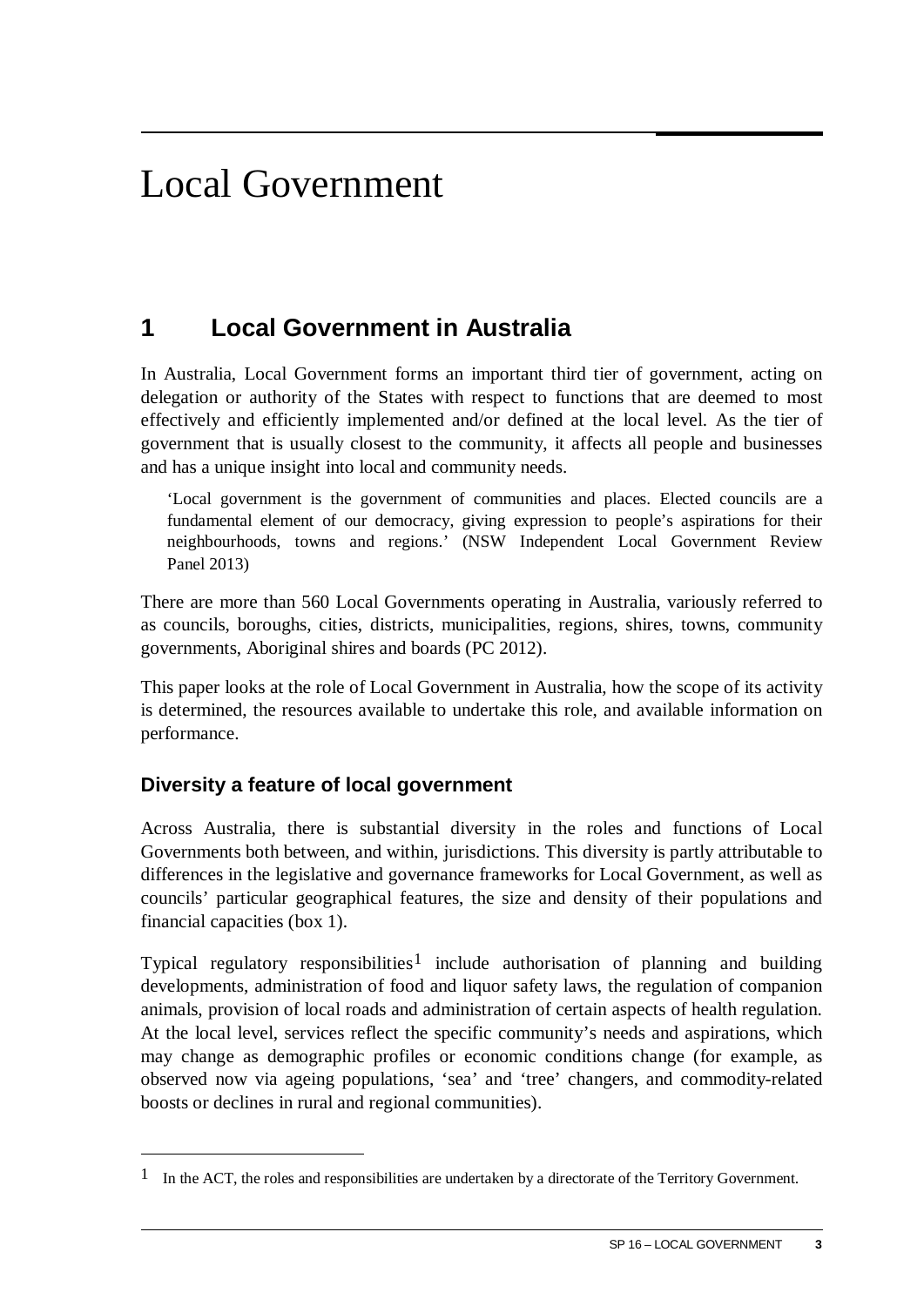# Local Government

## 1 Local Government in Australia

In Australia, Local Government forms an important third tier of government, acting on delegation or authority of the States with respect to functions that are deemed to most effectively and efficiently implemented and/or defined at the local level. As the tier of government that is usually closest to the community, it affects all people and businesses and has a unique insight into local and community needs.

> 'Local government is the government of communities and places. Elected councils are a fundamental element of our democracy, giving expression to people's aspirations for their neighbourhoods, towns and regions.' (NSW Independent Local Government Review Panel 2013)

There are more than 560 Local Governments operating in Australia, variously referred to as councils, boroughs, cities, districts, municipalities, regions, shires, towns, community governments, Aboriginal shires and boards (PC 2012).

This paper looks at the role of Local Government in Australia, how the scope of its activity is determined, the resources available to undertake this role, and available information on performance.

### Diversity a feature of local government

Across Australia, there is substantial diversity in the roles and functions of Local Governments both between, and within, jurisdictions. This diversity is partly attributable to differences in the legislative and governance frameworks for Local Government, as well as councils' particular geographical features, the size and density of their populations and financial capacities (box 1).

Typical regulatory responsibilities[1] include authorisation of planning and building developments, administration of food and liquor safety laws, the regulation of companion animals, provision of local roads and administration of certain aspects of health regulation. At the local level, services reflect the specific community's needs and aspirations, which may change as demographic profiles or economic conditions change (for example, as observed now via ageing populations, 'sea' and 'tree' changers, and commodity-related boosts or declines in rural and regional communities).

---

[1] In the ACT, the roles and responsibilities are undertaken by a directorate of the Territory Government.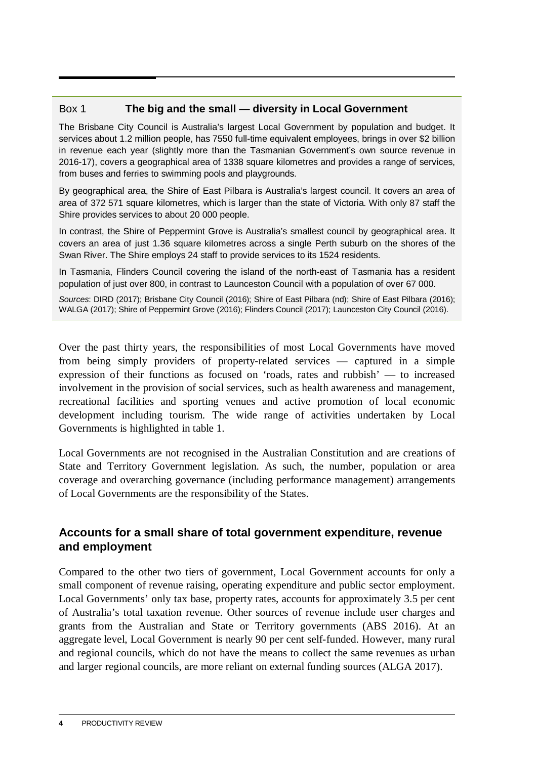## Box 1 The big and the small — diversity in Local Government

The Brisbane City Council is Australia's largest Local Government by population and budget. It services about 1.2 million people, has 7550 full-time equivalent employees, brings in over $2 billion in revenue each year (slightly more than the Tasmanian Government's own source revenue in 2016-17), covers a geographical area of 1338 square kilometres and provides a range of services, from buses and ferries to swimming pools and playgrounds.

By geographical area, the Shire of East Pilbara is Australia's largest council. It covers an area of area of 372 571 square kilometres, which is larger than the state of Victoria. With only 87 staff the Shire provides services to about 20 000 people.

In contrast, the Shire of Peppermint Grove is Australia's smallest council by geographical area. It covers an area of just 1.36 square kilometres across a single Perth suburb on the shores of the Swan River. The Shire employs 24 staff to provide services to its 1524 residents.

In Tasmania, Flinders Council covering the island of the north-east of Tasmania has a resident population of just over 800, in contrast to Launceston Council with a population of over 67 000.

*Sources*: DIRD (2017); Brisbane City Council (2016); Shire of East Pilbara (nd); Shire of East Pilbara (2016); WALGA (2017); Shire of Peppermint Grove (2016); Flinders Council (2017); Launceston City Council (2016).

Over the past thirty years, the responsibilities of most Local Governments have moved from being simply providers of property-related services — captured in a simple expression of their functions as focused on 'roads, rates and rubbish' — to increased involvement in the provision of social services, such as health awareness and management, recreational facilities and sporting venues and active promotion of local economic development including tourism. The wide range of activities undertaken by Local Governments is highlighted in table 1.

Local Governments are not recognised in the Australian Constitution and are creations of State and Territory Government legislation. As such, the number, population or area coverage and overarching governance (including performance management) arrangements of Local Governments are the responsibility of the States.

## Accounts for a small share of total government expenditure, revenue and employment

Compared to the other two tiers of government, Local Government accounts for only a small component of revenue raising, operating expenditure and public sector employment. Local Governments' only tax base, property rates, accounts for approximately 3.5 per cent of Australia's total taxation revenue. Other sources of revenue include user charges and grants from the Australian and State or Territory governments (ABS 2016). At an aggregate level, Local Government is nearly 90 per cent self-funded. However, many rural and regional councils, which do not have the means to collect the same revenues as urban and larger regional councils, are more reliant on external funding sources (ALGA 2017).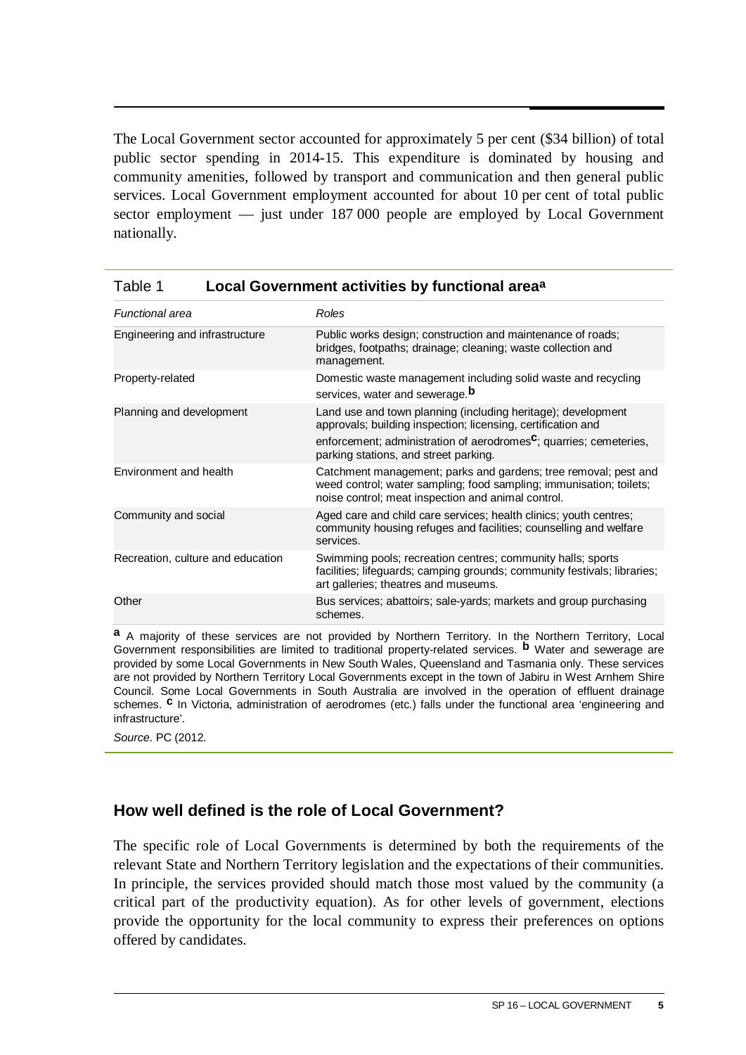The Local Government sector accounted for approximately 5 per cent ($34 billion) of total public sector spending in 2014-15. This expenditure is dominated by housing and community amenities, followed by transport and communication and then general public services. Local Government employment accounted for about 10 per cent of total public sector employment — just under 187 000 people are employed by Local Government nationally.

Table 1 **Local Government activities by functional area**[a]

| *Functional area* | *Roles* |
| --- | --- |
| Engineering and infrastructure | Public works design; construction and maintenance of roads; bridges, footpaths; drainage; cleaning; waste collection and management. |
| Property-related | Domestic waste management including solid waste and recycling services, water and sewerage.[b] |
| Planning and development | Land use and town planning (including heritage); development approvals; building inspection; licensing, certification and enforcement; administration of aerodromes[c]; quarries; cemeteries, parking stations, and street parking. |
| Environment and health | Catchment management; parks and gardens; tree removal; pest and weed control; water sampling; food sampling; immunisation; toilets; noise control; meat inspection and animal control. |
| Community and social | Aged care and child care services; health clinics; youth centres; community housing refuges and facilities; counselling and welfare services. |
| Recreation, culture and education | Swimming pools; recreation centres; community halls; sports facilities; lifeguards; camping grounds; community festivals; libraries; art galleries; theatres and museums. |
| Other | Bus services; abattoirs; sale-yards; markets and group purchasing schemes. |

**a** A majority of these services are not provided by Northern Territory. In the Northern Territory, Local Government responsibilities are limited to traditional property-related services. **b** Water and sewerage are provided by some Local Governments in New South Wales, Queensland and Tasmania only. These services are not provided by Northern Territory Local Governments except in the town of Jabiru in West Arnhem Shire Council. Some Local Governments in South Australia are involved in the operation of effluent drainage schemes. **c** In Victoria, administration of aerodromes (etc.) falls under the functional area 'engineering and infrastructure'.

*Source*. PC (2012.

## How well defined is the role of Local Government?

The specific role of Local Governments is determined by both the requirements of the relevant State and Northern Territory legislation and the expectations of their communities. In principle, the services provided should match those most valued by the community (a critical part of the productivity equation). As for other levels of government, elections provide the opportunity for the local community to express their preferences on options offered by candidates.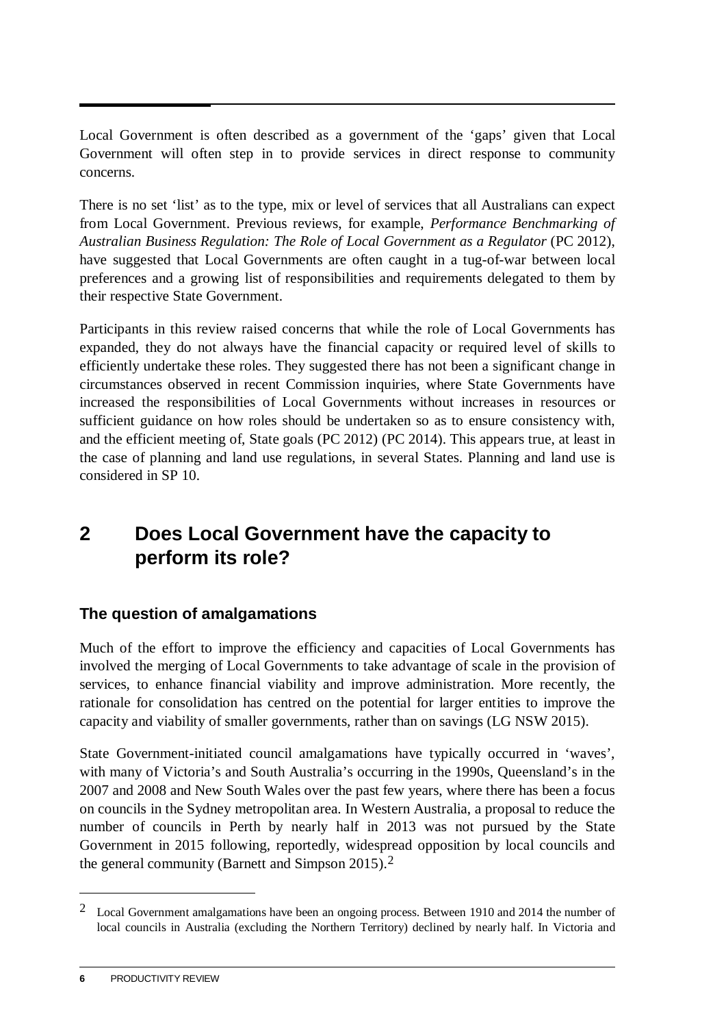Local Government is often described as a government of the 'gaps' given that Local Government will often step in to provide services in direct response to community concerns.

There is no set 'list' as to the type, mix or level of services that all Australians can expect from Local Government. Previous reviews, for example, *Performance Benchmarking of Australian Business Regulation: The Role of Local Government as a Regulator* (PC 2012), have suggested that Local Governments are often caught in a tug-of-war between local preferences and a growing list of responsibilities and requirements delegated to them by their respective State Government.

Participants in this review raised concerns that while the role of Local Governments has expanded, they do not always have the financial capacity or required level of skills to efficiently undertake these roles. They suggested there has not been a significant change in circumstances observed in recent Commission inquiries, where State Governments have increased the responsibilities of Local Governments without increases in resources or sufficient guidance on how roles should be undertaken so as to ensure consistency with, and the efficient meeting of, State goals (PC 2012) (PC 2014). This appears true, at least in the case of planning and land use regulations, in several States. Planning and land use is considered in SP 10.

# 2 Does Local Government have the capacity to perform its role?

### The question of amalgamations

Much of the effort to improve the efficiency and capacities of Local Governments has involved the merging of Local Governments to take advantage of scale in the provision of services, to enhance financial viability and improve administration. More recently, the rationale for consolidation has centred on the potential for larger entities to improve the capacity and viability of smaller governments, rather than on savings (LG NSW 2015).

State Government-initiated council amalgamations have typically occurred in 'waves', with many of Victoria's and South Australia's occurring in the 1990s, Queensland's in the 2007 and 2008 and New South Wales over the past few years, where there has been a focus on councils in the Sydney metropolitan area. In Western Australia, a proposal to reduce the number of councils in Perth by nearly half in 2013 was not pursued by the State Government in 2015 following, reportedly, widespread opposition by local councils and the general community (Barnett and Simpson 2015).[2]

---

[2] Local Government amalgamations have been an ongoing process. Between 1910 and 2014 the number of local councils in Australia (excluding the Northern Territory) declined by nearly half. In Victoria and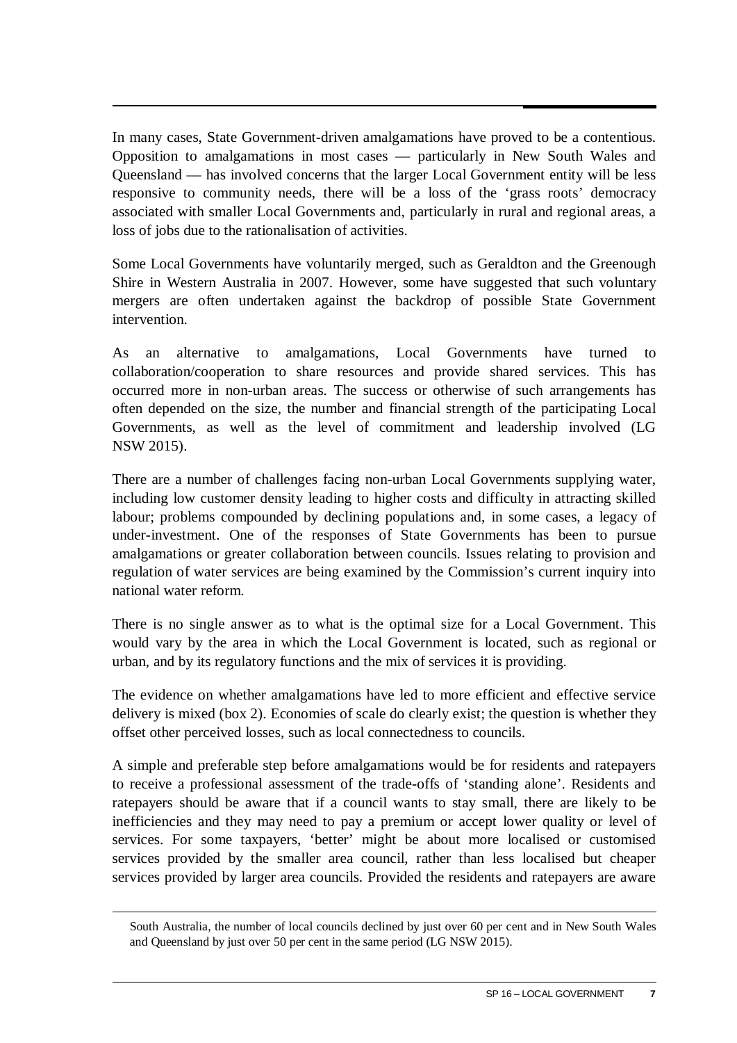In many cases, State Government-driven amalgamations have proved to be a contentious. Opposition to amalgamations in most cases — particularly in New South Wales and Queensland — has involved concerns that the larger Local Government entity will be less responsive to community needs, there will be a loss of the 'grass roots' democracy associated with smaller Local Governments and, particularly in rural and regional areas, a loss of jobs due to the rationalisation of activities.

Some Local Governments have voluntarily merged, such as Geraldton and the Greenough Shire in Western Australia in 2007. However, some have suggested that such voluntary mergers are often undertaken against the backdrop of possible State Government intervention.

As an alternative to amalgamations, Local Governments have turned to collaboration/cooperation to share resources and provide shared services. This has occurred more in non-urban areas. The success or otherwise of such arrangements has often depended on the size, the number and financial strength of the participating Local Governments, as well as the level of commitment and leadership involved (LG NSW 2015).

There are a number of challenges facing non-urban Local Governments supplying water, including low customer density leading to higher costs and difficulty in attracting skilled labour; problems compounded by declining populations and, in some cases, a legacy of under-investment. One of the responses of State Governments has been to pursue amalgamations or greater collaboration between councils. Issues relating to provision and regulation of water services are being examined by the Commission's current inquiry into national water reform.

There is no single answer as to what is the optimal size for a Local Government. This would vary by the area in which the Local Government is located, such as regional or urban, and by its regulatory functions and the mix of services it is providing.

The evidence on whether amalgamations have led to more efficient and effective service delivery is mixed (box 2). Economies of scale do clearly exist; the question is whether they offset other perceived losses, such as local connectedness to councils.

A simple and preferable step before amalgamations would be for residents and ratepayers to receive a professional assessment of the trade-offs of 'standing alone'. Residents and ratepayers should be aware that if a council wants to stay small, there are likely to be inefficiencies and they may need to pay a premium or accept lower quality or level of services. For some taxpayers, 'better' might be about more localised or customised services provided by the smaller area council, rather than less localised but cheaper services provided by larger area councils. Provided the residents and ratepayers are aware

---

South Australia, the number of local councils declined by just over 60 per cent and in New South Wales and Queensland by just over 50 per cent in the same period (LG NSW 2015).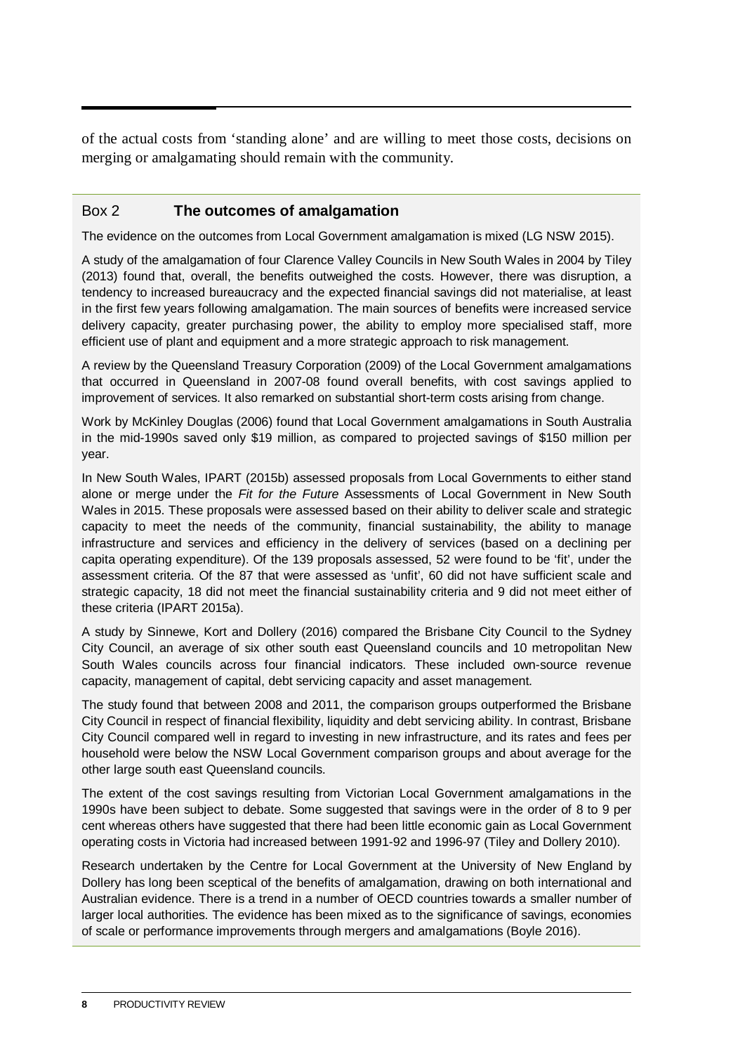of the actual costs from 'standing alone' and are willing to meet those costs, decisions on merging or amalgamating should remain with the community.

### Box 2 The outcomes of amalgamation

The evidence on the outcomes from Local Government amalgamation is mixed (LG NSW 2015).

A study of the amalgamation of four Clarence Valley Councils in New South Wales in 2004 by Tiley (2013) found that, overall, the benefits outweighed the costs. However, there was disruption, a tendency to increased bureaucracy and the expected financial savings did not materialise, at least in the first few years following amalgamation. The main sources of benefits were increased service delivery capacity, greater purchasing power, the ability to employ more specialised staff, more efficient use of plant and equipment and a more strategic approach to risk management.

A review by the Queensland Treasury Corporation (2009) of the Local Government amalgamations that occurred in Queensland in 2007-08 found overall benefits, with cost savings applied to improvement of services. It also remarked on substantial short-term costs arising from change.

Work by McKinley Douglas (2006) found that Local Government amalgamations in South Australia in the mid-1990s saved only $19 million, as compared to projected savings of $150 million per year.

In New South Wales, IPART (2015b) assessed proposals from Local Governments to either stand alone or merge under the *Fit for the Future* Assessments of Local Government in New South Wales in 2015. These proposals were assessed based on their ability to deliver scale and strategic capacity to meet the needs of the community, financial sustainability, the ability to manage infrastructure and services and efficiency in the delivery of services (based on a declining per capita operating expenditure). Of the 139 proposals assessed, 52 were found to be 'fit', under the assessment criteria. Of the 87 that were assessed as 'unfit', 60 did not have sufficient scale and strategic capacity, 18 did not meet the financial sustainability criteria and 9 did not meet either of these criteria (IPART 2015a).

A study by Sinnewe, Kort and Dollery (2016) compared the Brisbane City Council to the Sydney City Council, an average of six other south east Queensland councils and 10 metropolitan New South Wales councils across four financial indicators. These included own-source revenue capacity, management of capital, debt servicing capacity and asset management.

The study found that between 2008 and 2011, the comparison groups outperformed the Brisbane City Council in respect of financial flexibility, liquidity and debt servicing ability. In contrast, Brisbane City Council compared well in regard to investing in new infrastructure, and its rates and fees per household were below the NSW Local Government comparison groups and about average for the other large south east Queensland councils.

The extent of the cost savings resulting from Victorian Local Government amalgamations in the 1990s have been subject to debate. Some suggested that savings were in the order of 8 to 9 per cent whereas others have suggested that there had been little economic gain as Local Government operating costs in Victoria had increased between 1991-92 and 1996-97 (Tiley and Dollery 2010).

Research undertaken by the Centre for Local Government at the University of New England by Dollery has long been sceptical of the benefits of amalgamation, drawing on both international and Australian evidence. There is a trend in a number of OECD countries towards a smaller number of larger local authorities. The evidence has been mixed as to the significance of savings, economies of scale or performance improvements through mergers and amalgamations (Boyle 2016).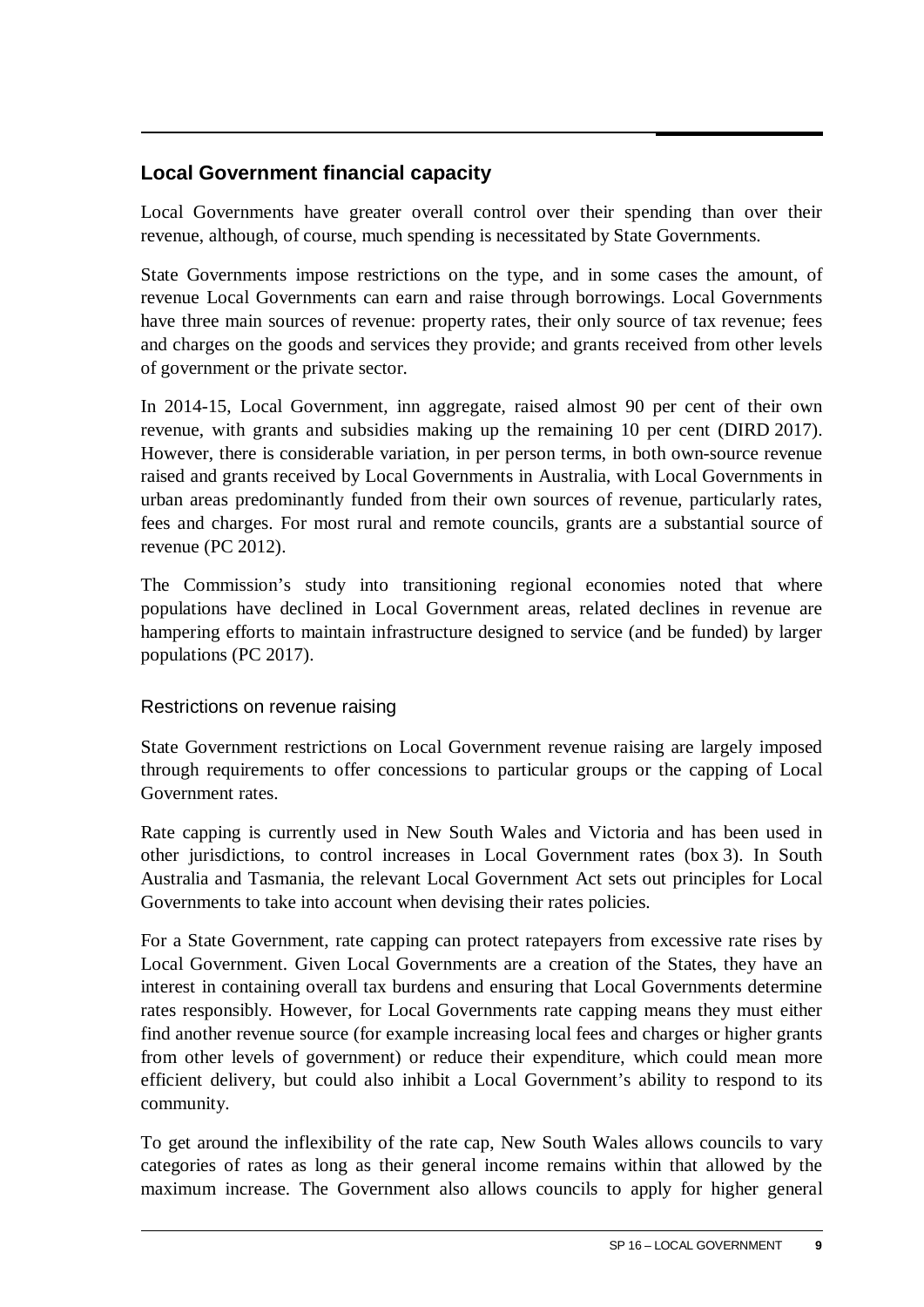## Local Government financial capacity

Local Governments have greater overall control over their spending than over their revenue, although, of course, much spending is necessitated by State Governments.

State Governments impose restrictions on the type, and in some cases the amount, of revenue Local Governments can earn and raise through borrowings. Local Governments have three main sources of revenue: property rates, their only source of tax revenue; fees and charges on the goods and services they provide; and grants received from other levels of government or the private sector.

In 2014-15, Local Government, inn aggregate, raised almost 90 per cent of their own revenue, with grants and subsidies making up the remaining 10 per cent (DIRD 2017). However, there is considerable variation, in per person terms, in both own-source revenue raised and grants received by Local Governments in Australia, with Local Governments in urban areas predominantly funded from their own sources of revenue, particularly rates, fees and charges. For most rural and remote councils, grants are a substantial source of revenue (PC 2012).

The Commission's study into transitioning regional economies noted that where populations have declined in Local Government areas, related declines in revenue are hampering efforts to maintain infrastructure designed to service (and be funded) by larger populations (PC 2017).

### Restrictions on revenue raising

State Government restrictions on Local Government revenue raising are largely imposed through requirements to offer concessions to particular groups or the capping of Local Government rates.

Rate capping is currently used in New South Wales and Victoria and has been used in other jurisdictions, to control increases in Local Government rates (box 3). In South Australia and Tasmania, the relevant Local Government Act sets out principles for Local Governments to take into account when devising their rates policies.

For a State Government, rate capping can protect ratepayers from excessive rate rises by Local Government. Given Local Governments are a creation of the States, they have an interest in containing overall tax burdens and ensuring that Local Governments determine rates responsibly. However, for Local Governments rate capping means they must either find another revenue source (for example increasing local fees and charges or higher grants from other levels of government) or reduce their expenditure, which could mean more efficient delivery, but could also inhibit a Local Government's ability to respond to its community.

To get around the inflexibility of the rate cap, New South Wales allows councils to vary categories of rates as long as their general income remains within that allowed by the maximum increase. The Government also allows councils to apply for higher general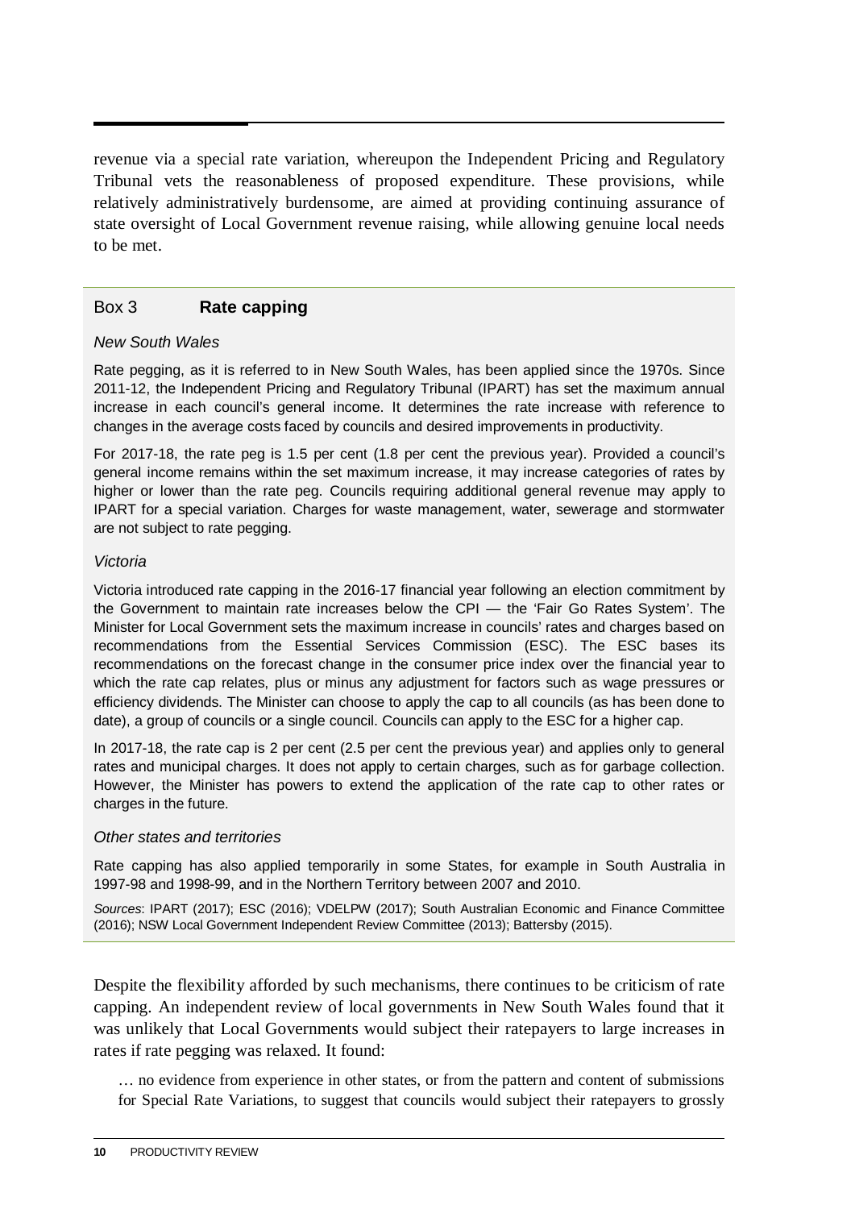revenue via a special rate variation, whereupon the Independent Pricing and Regulatory Tribunal vets the reasonableness of proposed expenditure. These provisions, while relatively administratively burdensome, are aimed at providing continuing assurance of state oversight of Local Government revenue raising, while allowing genuine local needs to be met.

### Box 3 Rate capping

*New South Wales*

Rate pegging, as it is referred to in New South Wales, has been applied since the 1970s. Since 2011-12, the Independent Pricing and Regulatory Tribunal (IPART) has set the maximum annual increase in each council's general income. It determines the rate increase with reference to changes in the average costs faced by councils and desired improvements in productivity.

For 2017-18, the rate peg is 1.5 per cent (1.8 per cent the previous year). Provided a council's general income remains within the set maximum increase, it may increase categories of rates by higher or lower than the rate peg. Councils requiring additional general revenue may apply to IPART for a special variation. Charges for waste management, water, sewerage and stormwater are not subject to rate pegging.

*Victoria*

Victoria introduced rate capping in the 2016-17 financial year following an election commitment by the Government to maintain rate increases below the CPI — the 'Fair Go Rates System'. The Minister for Local Government sets the maximum increase in councils' rates and charges based on recommendations from the Essential Services Commission (ESC). The ESC bases its recommendations on the forecast change in the consumer price index over the financial year to which the rate cap relates, plus or minus any adjustment for factors such as wage pressures or efficiency dividends. The Minister can choose to apply the cap to all councils (as has been done to date), a group of councils or a single council. Councils can apply to the ESC for a higher cap.

In 2017-18, the rate cap is 2 per cent (2.5 per cent the previous year) and applies only to general rates and municipal charges. It does not apply to certain charges, such as for garbage collection. However, the Minister has powers to extend the application of the rate cap to other rates or charges in the future.

*Other states and territories*

Rate capping has also applied temporarily in some States, for example in South Australia in 1997-98 and 1998-99, and in the Northern Territory between 2007 and 2010.

*Sources*: IPART (2017); ESC (2016); VDELPW (2017); South Australian Economic and Finance Committee (2016); NSW Local Government Independent Review Committee (2013); Battersby (2015).

Despite the flexibility afforded by such mechanisms, there continues to be criticism of rate capping. An independent review of local governments in New South Wales found that it was unlikely that Local Governments would subject their ratepayers to large increases in rates if rate pegging was relaxed. It found:

> … no evidence from experience in other states, or from the pattern and content of submissions for Special Rate Variations, to suggest that councils would subject their ratepayers to grossly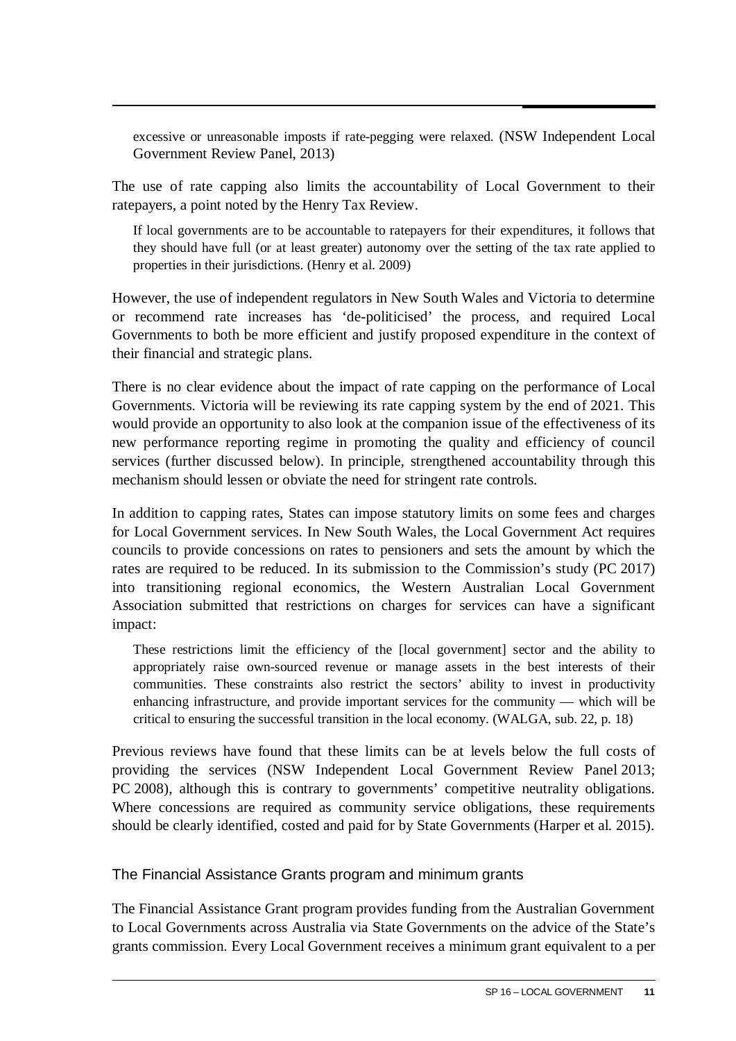> excessive or unreasonable imposts if rate-pegging were relaxed. (NSW Independent Local Government Review Panel, 2013)

The use of rate capping also limits the accountability of Local Government to their ratepayers, a point noted by the Henry Tax Review.

> If local governments are to be accountable to ratepayers for their expenditures, it follows that they should have full (or at least greater) autonomy over the setting of the tax rate applied to properties in their jurisdictions. (Henry et al. 2009)

However, the use of independent regulators in New South Wales and Victoria to determine or recommend rate increases has 'de-politicised' the process, and required Local Governments to both be more efficient and justify proposed expenditure in the context of their financial and strategic plans.

There is no clear evidence about the impact of rate capping on the performance of Local Governments. Victoria will be reviewing its rate capping system by the end of 2021. This would provide an opportunity to also look at the companion issue of the effectiveness of its new performance reporting regime in promoting the quality and efficiency of council services (further discussed below). In principle, strengthened accountability through this mechanism should lessen or obviate the need for stringent rate controls.

In addition to capping rates, States can impose statutory limits on some fees and charges for Local Government services. In New South Wales, the Local Government Act requires councils to provide concessions on rates to pensioners and sets the amount by which the rates are required to be reduced. In its submission to the Commission's study (PC 2017) into transitioning regional economics, the Western Australian Local Government Association submitted that restrictions on charges for services can have a significant impact:

> These restrictions limit the efficiency of the [local government] sector and the ability to appropriately raise own-sourced revenue or manage assets in the best interests of their communities. These constraints also restrict the sectors' ability to invest in productivity enhancing infrastructure, and provide important services for the community — which will be critical to ensuring the successful transition in the local economy. (WALGA, sub. 22, p. 18)

Previous reviews have found that these limits can be at levels below the full costs of providing the services (NSW Independent Local Government Review Panel 2013; PC 2008), although this is contrary to governments' competitive neutrality obligations. Where concessions are required as community service obligations, these requirements should be clearly identified, costed and paid for by State Governments (Harper et al. 2015).

### The Financial Assistance Grants program and minimum grants

The Financial Assistance Grant program provides funding from the Australian Government to Local Governments across Australia via State Governments on the advice of the State's grants commission. Every Local Government receives a minimum grant equivalent to a per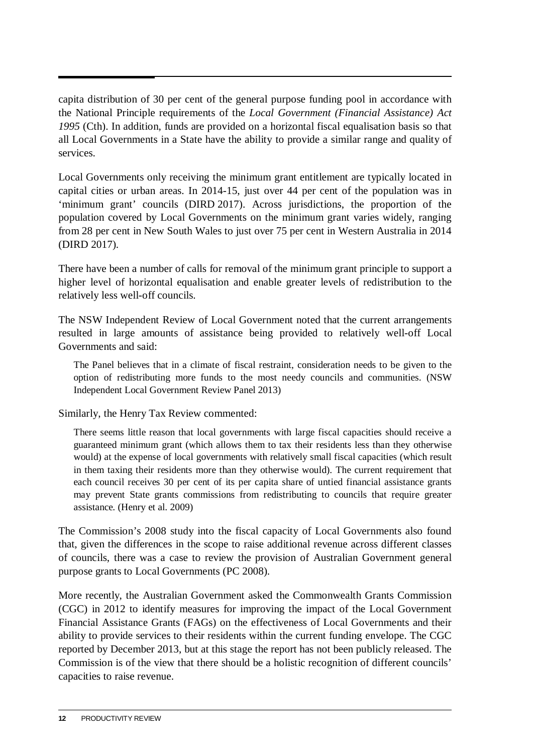capita distribution of 30 per cent of the general purpose funding pool in accordance with the National Principle requirements of the *Local Government (Financial Assistance) Act 1995* (Cth). In addition, funds are provided on a horizontal fiscal equalisation basis so that all Local Governments in a State have the ability to provide a similar range and quality of services.

Local Governments only receiving the minimum grant entitlement are typically located in capital cities or urban areas. In 2014-15, just over 44 per cent of the population was in 'minimum grant' councils (DIRD 2017). Across jurisdictions, the proportion of the population covered by Local Governments on the minimum grant varies widely, ranging from 28 per cent in New South Wales to just over 75 per cent in Western Australia in 2014 (DIRD 2017).

There have been a number of calls for removal of the minimum grant principle to support a higher level of horizontal equalisation and enable greater levels of redistribution to the relatively less well-off councils.

The NSW Independent Review of Local Government noted that the current arrangements resulted in large amounts of assistance being provided to relatively well-off Local Governments and said:

> The Panel believes that in a climate of fiscal restraint, consideration needs to be given to the option of redistributing more funds to the most needy councils and communities. (NSW Independent Local Government Review Panel 2013)

Similarly, the Henry Tax Review commented:

> There seems little reason that local governments with large fiscal capacities should receive a guaranteed minimum grant (which allows them to tax their residents less than they otherwise would) at the expense of local governments with relatively small fiscal capacities (which result in them taxing their residents more than they otherwise would). The current requirement that each council receives 30 per cent of its per capita share of untied financial assistance grants may prevent State grants commissions from redistributing to councils that require greater assistance. (Henry et al. 2009)

The Commission's 2008 study into the fiscal capacity of Local Governments also found that, given the differences in the scope to raise additional revenue across different classes of councils, there was a case to review the provision of Australian Government general purpose grants to Local Governments (PC 2008).

More recently, the Australian Government asked the Commonwealth Grants Commission (CGC) in 2012 to identify measures for improving the impact of the Local Government Financial Assistance Grants (FAGs) on the effectiveness of Local Governments and their ability to provide services to their residents within the current funding envelope. The CGC reported by December 2013, but at this stage the report has not been publicly released. The Commission is of the view that there should be a holistic recognition of different councils' capacities to raise revenue.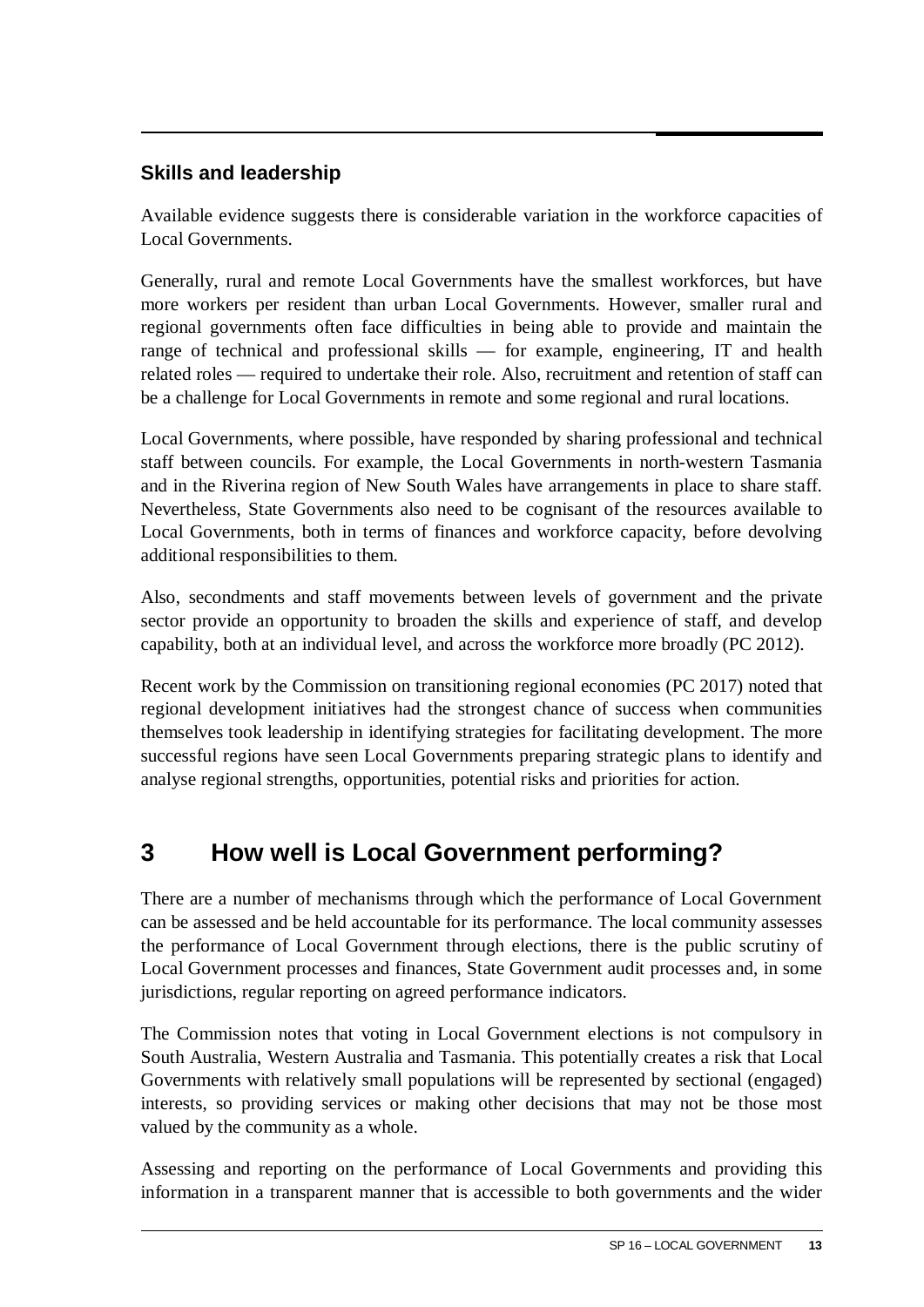### Skills and leadership

Available evidence suggests there is considerable variation in the workforce capacities of Local Governments.

Generally, rural and remote Local Governments have the smallest workforces, but have more workers per resident than urban Local Governments. However, smaller rural and regional governments often face difficulties in being able to provide and maintain the range of technical and professional skills — for example, engineering, IT and health related roles — required to undertake their role. Also, recruitment and retention of staff can be a challenge for Local Governments in remote and some regional and rural locations.

Local Governments, where possible, have responded by sharing professional and technical staff between councils. For example, the Local Governments in north-western Tasmania and in the Riverina region of New South Wales have arrangements in place to share staff. Nevertheless, State Governments also need to be cognisant of the resources available to Local Governments, both in terms of finances and workforce capacity, before devolving additional responsibilities to them.

Also, secondments and staff movements between levels of government and the private sector provide an opportunity to broaden the skills and experience of staff, and develop capability, both at an individual level, and across the workforce more broadly (PC 2012).

Recent work by the Commission on transitioning regional economies (PC 2017) noted that regional development initiatives had the strongest chance of success when communities themselves took leadership in identifying strategies for facilitating development. The more successful regions have seen Local Governments preparing strategic plans to identify and analyse regional strengths, opportunities, potential risks and priorities for action.

## 3 How well is Local Government performing?

There are a number of mechanisms through which the performance of Local Government can be assessed and be held accountable for its performance. The local community assesses the performance of Local Government through elections, there is the public scrutiny of Local Government processes and finances, State Government audit processes and, in some jurisdictions, regular reporting on agreed performance indicators.

The Commission notes that voting in Local Government elections is not compulsory in South Australia, Western Australia and Tasmania. This potentially creates a risk that Local Governments with relatively small populations will be represented by sectional (engaged) interests, so providing services or making other decisions that may not be those most valued by the community as a whole.

Assessing and reporting on the performance of Local Governments and providing this information in a transparent manner that is accessible to both governments and the wider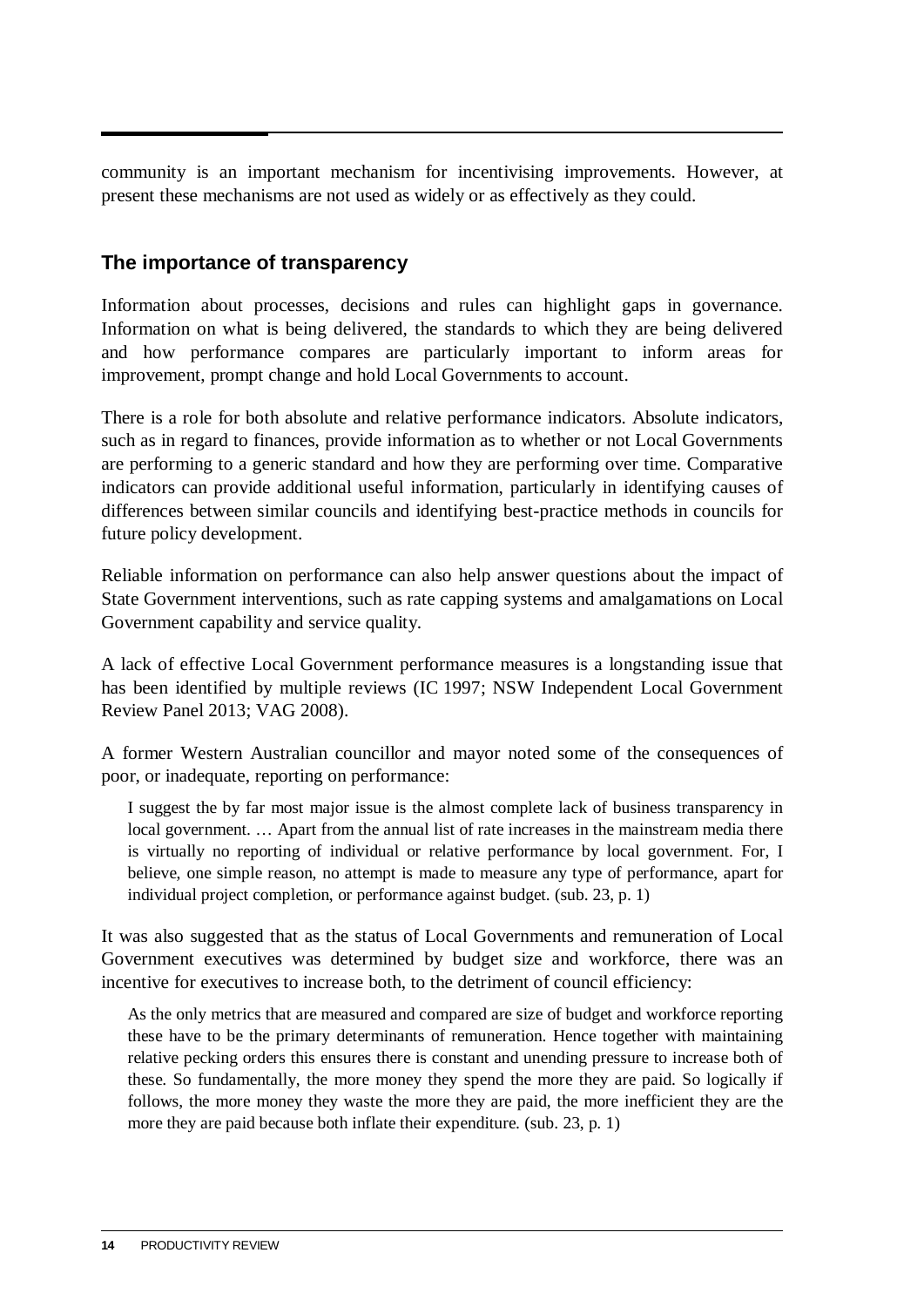community is an important mechanism for incentivising improvements. However, at present these mechanisms are not used as widely or as effectively as they could.

## The importance of transparency

Information about processes, decisions and rules can highlight gaps in governance. Information on what is being delivered, the standards to which they are being delivered and how performance compares are particularly important to inform areas for improvement, prompt change and hold Local Governments to account.

There is a role for both absolute and relative performance indicators. Absolute indicators, such as in regard to finances, provide information as to whether or not Local Governments are performing to a generic standard and how they are performing over time. Comparative indicators can provide additional useful information, particularly in identifying causes of differences between similar councils and identifying best-practice methods in councils for future policy development.

Reliable information on performance can also help answer questions about the impact of State Government interventions, such as rate capping systems and amalgamations on Local Government capability and service quality.

A lack of effective Local Government performance measures is a longstanding issue that has been identified by multiple reviews (IC 1997; NSW Independent Local Government Review Panel 2013; VAG 2008).

A former Western Australian councillor and mayor noted some of the consequences of poor, or inadequate, reporting on performance:

> I suggest the by far most major issue is the almost complete lack of business transparency in local government. … Apart from the annual list of rate increases in the mainstream media there is virtually no reporting of individual or relative performance by local government. For, I believe, one simple reason, no attempt is made to measure any type of performance, apart for individual project completion, or performance against budget. (sub. 23, p. 1)

It was also suggested that as the status of Local Governments and remuneration of Local Government executives was determined by budget size and workforce, there was an incentive for executives to increase both, to the detriment of council efficiency:

> As the only metrics that are measured and compared are size of budget and workforce reporting these have to be the primary determinants of remuneration. Hence together with maintaining relative pecking orders this ensures there is constant and unending pressure to increase both of these. So fundamentally, the more money they spend the more they are paid. So logically if follows, the more money they waste the more they are paid, the more inefficient they are the more they are paid because both inflate their expenditure. (sub. 23, p. 1)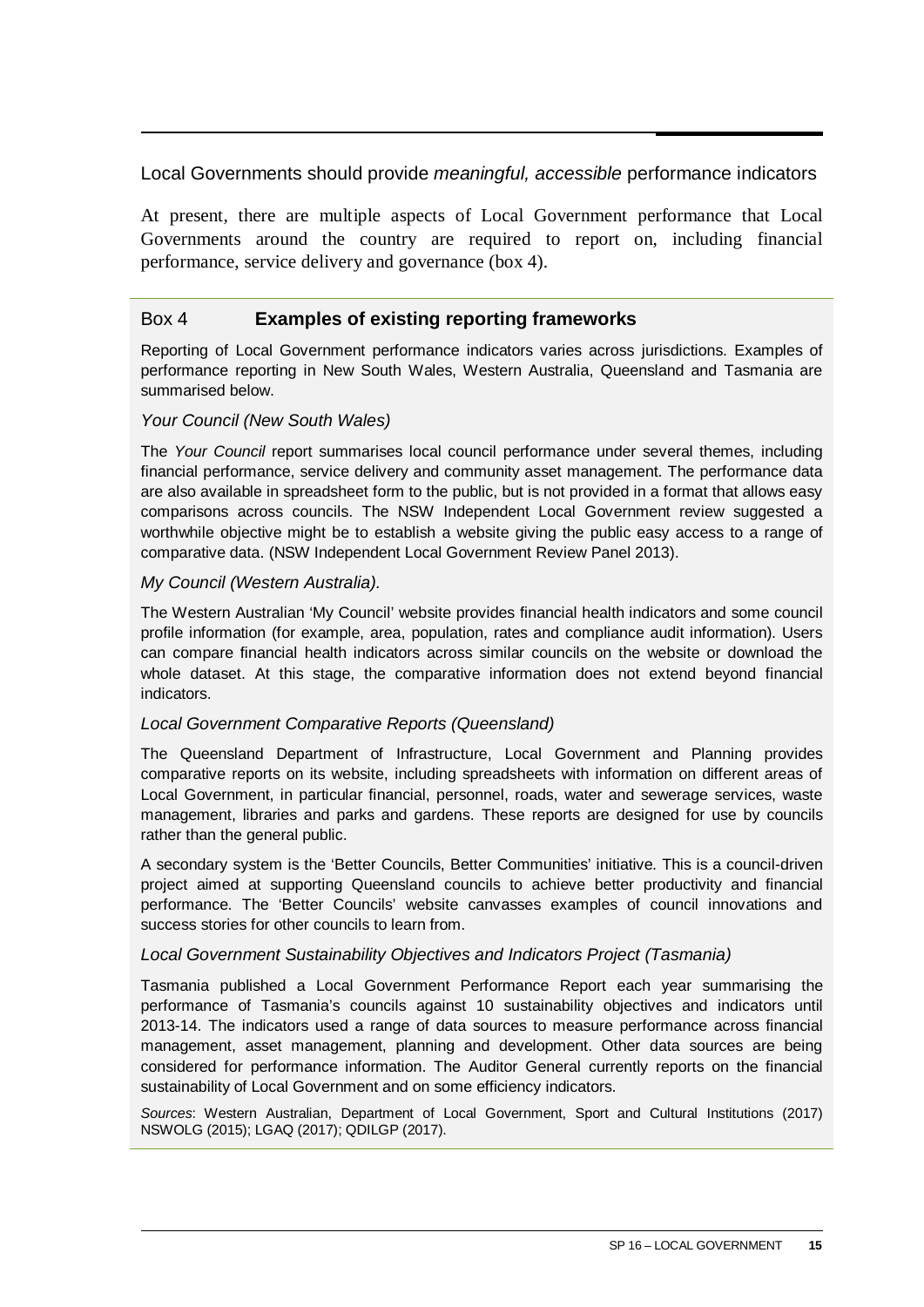## Local Governments should provide *meaningful, accessible* performance indicators

At present, there are multiple aspects of Local Government performance that Local Governments around the country are required to report on, including financial performance, service delivery and governance (box 4).

### Box 4 **Examples of existing reporting frameworks**

Reporting of Local Government performance indicators varies across jurisdictions. Examples of performance reporting in New South Wales, Western Australia, Queensland and Tasmania are summarised below.

*Your Council (New South Wales)*

The *Your Council* report summarises local council performance under several themes, including financial performance, service delivery and community asset management. The performance data are also available in spreadsheet form to the public, but is not provided in a format that allows easy comparisons across councils. The NSW Independent Local Government review suggested a worthwhile objective might be to establish a website giving the public easy access to a range of comparative data. (NSW Independent Local Government Review Panel 2013).

*My Council (Western Australia).*

The Western Australian 'My Council' website provides financial health indicators and some council profile information (for example, area, population, rates and compliance audit information). Users can compare financial health indicators across similar councils on the website or download the whole dataset. At this stage, the comparative information does not extend beyond financial indicators.

*Local Government Comparative Reports (Queensland)*

The Queensland Department of Infrastructure, Local Government and Planning provides comparative reports on its website, including spreadsheets with information on different areas of Local Government, in particular financial, personnel, roads, water and sewerage services, waste management, libraries and parks and gardens. These reports are designed for use by councils rather than the general public.

A secondary system is the 'Better Councils, Better Communities' initiative. This is a council-driven project aimed at supporting Queensland councils to achieve better productivity and financial performance. The 'Better Councils' website canvasses examples of council innovations and success stories for other councils to learn from.

*Local Government Sustainability Objectives and Indicators Project (Tasmania)*

Tasmania published a Local Government Performance Report each year summarising the performance of Tasmania's councils against 10 sustainability objectives and indicators until 2013-14. The indicators used a range of data sources to measure performance across financial management, asset management, planning and development. Other data sources are being considered for performance information. The Auditor General currently reports on the financial sustainability of Local Government and on some efficiency indicators.

*Sources*: Western Australian, Department of Local Government, Sport and Cultural Institutions (2017) NSWOLG (2015); LGAQ (2017); QDILGP (2017).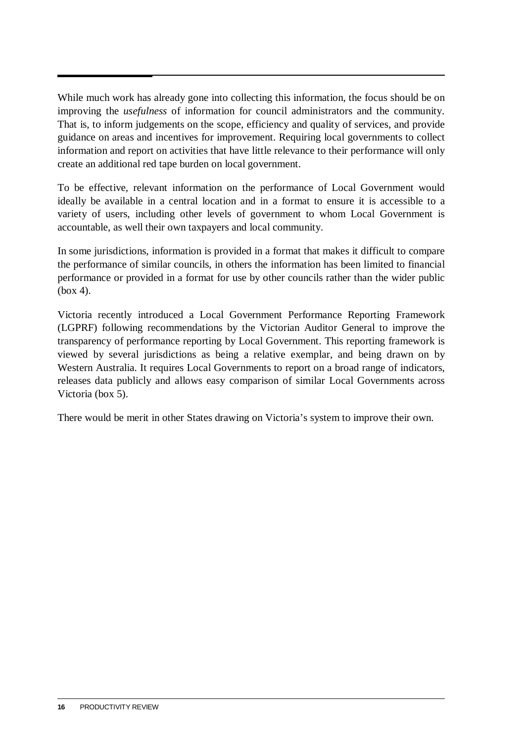While much work has already gone into collecting this information, the focus should be on improving the *usefulness* of information for council administrators and the community. That is, to inform judgements on the scope, efficiency and quality of services, and provide guidance on areas and incentives for improvement. Requiring local governments to collect information and report on activities that have little relevance to their performance will only create an additional red tape burden on local government.

To be effective, relevant information on the performance of Local Government would ideally be available in a central location and in a format to ensure it is accessible to a variety of users, including other levels of government to whom Local Government is accountable, as well their own taxpayers and local community.

In some jurisdictions, information is provided in a format that makes it difficult to compare the performance of similar councils, in others the information has been limited to financial performance or provided in a format for use by other councils rather than the wider public (box 4).

Victoria recently introduced a Local Government Performance Reporting Framework (LGPRF) following recommendations by the Victorian Auditor General to improve the transparency of performance reporting by Local Government. This reporting framework is viewed by several jurisdictions as being a relative exemplar, and being drawn on by Western Australia. It requires Local Governments to report on a broad range of indicators, releases data publicly and allows easy comparison of similar Local Governments across Victoria (box 5).

There would be merit in other States drawing on Victoria's system to improve their own.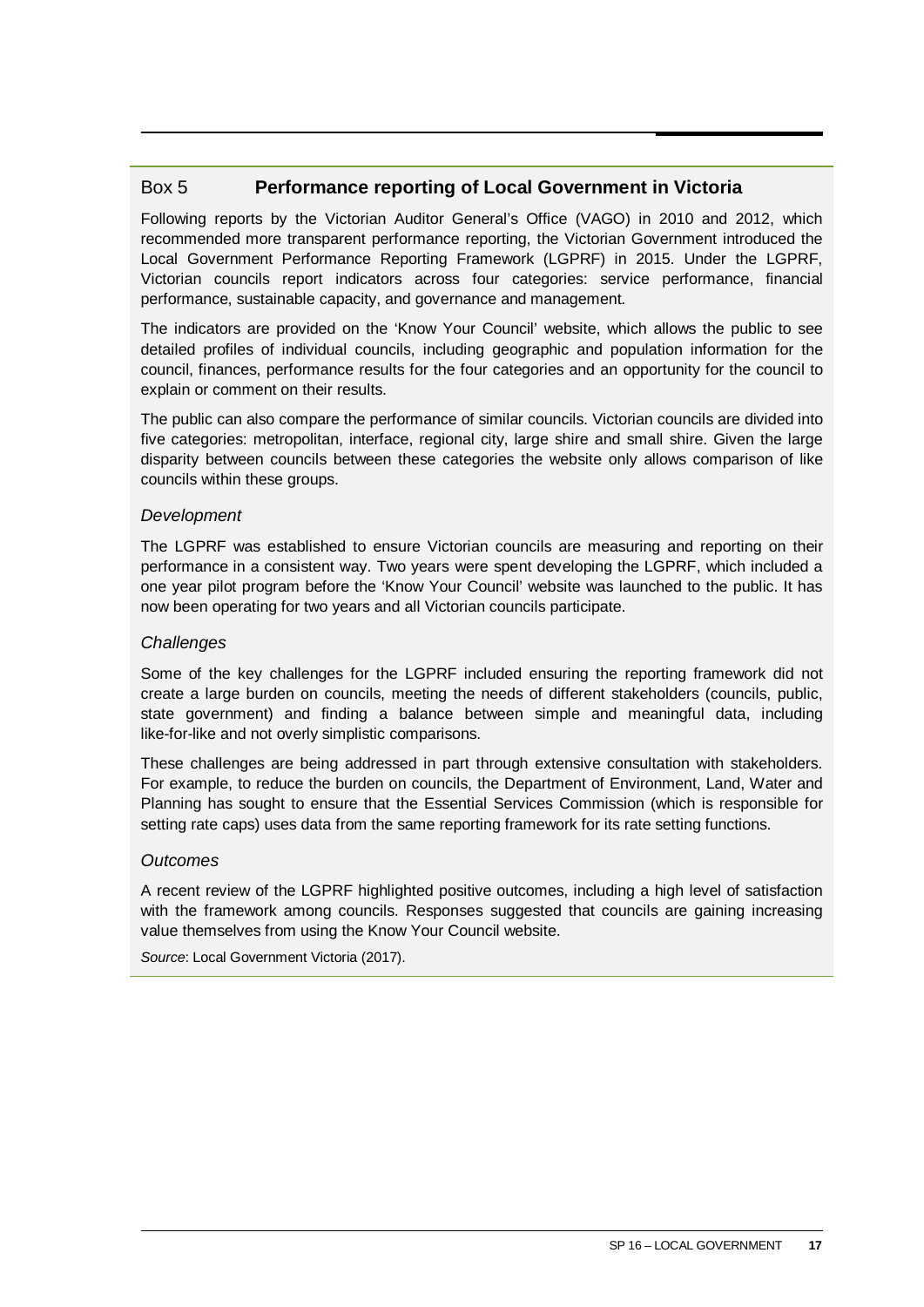## Box 5 Performance reporting of Local Government in Victoria

Following reports by the Victorian Auditor General's Office (VAGO) in 2010 and 2012, which recommended more transparent performance reporting, the Victorian Government introduced the Local Government Performance Reporting Framework (LGPRF) in 2015. Under the LGPRF, Victorian councils report indicators across four categories: service performance, financial performance, sustainable capacity, and governance and management.

The indicators are provided on the 'Know Your Council' website, which allows the public to see detailed profiles of individual councils, including geographic and population information for the council, finances, performance results for the four categories and an opportunity for the council to explain or comment on their results.

The public can also compare the performance of similar councils. Victorian councils are divided into five categories: metropolitan, interface, regional city, large shire and small shire. Given the large disparity between councils between these categories the website only allows comparison of like councils within these groups.

*Development*

The LGPRF was established to ensure Victorian councils are measuring and reporting on their performance in a consistent way. Two years were spent developing the LGPRF, which included a one year pilot program before the 'Know Your Council' website was launched to the public. It has now been operating for two years and all Victorian councils participate.

*Challenges*

Some of the key challenges for the LGPRF included ensuring the reporting framework did not create a large burden on councils, meeting the needs of different stakeholders (councils, public, state government) and finding a balance between simple and meaningful data, including like-for-like and not overly simplistic comparisons.

These challenges are being addressed in part through extensive consultation with stakeholders. For example, to reduce the burden on councils, the Department of Environment, Land, Water and Planning has sought to ensure that the Essential Services Commission (which is responsible for setting rate caps) uses data from the same reporting framework for its rate setting functions.

*Outcomes*

A recent review of the LGPRF highlighted positive outcomes, including a high level of satisfaction with the framework among councils. Responses suggested that councils are gaining increasing value themselves from using the Know Your Council website.

*Source*: Local Government Victoria (2017).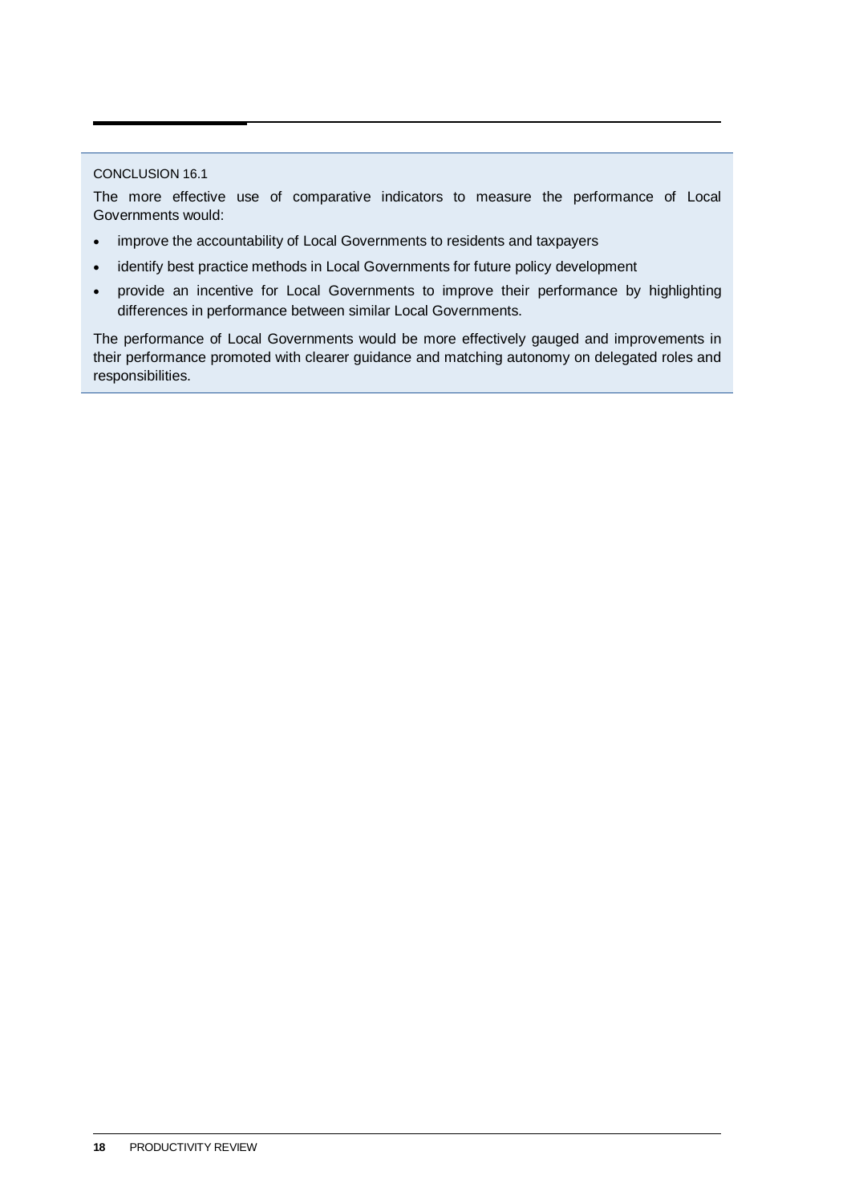CONCLUSION 16.1

The more effective use of comparative indicators to measure the performance of Local Governments would:

- improve the accountability of Local Governments to residents and taxpayers
- identify best practice methods in Local Governments for future policy development
- provide an incentive for Local Governments to improve their performance by highlighting differences in performance between similar Local Governments.

The performance of Local Governments would be more effectively gauged and improvements in their performance promoted with clearer guidance and matching autonomy on delegated roles and responsibilities.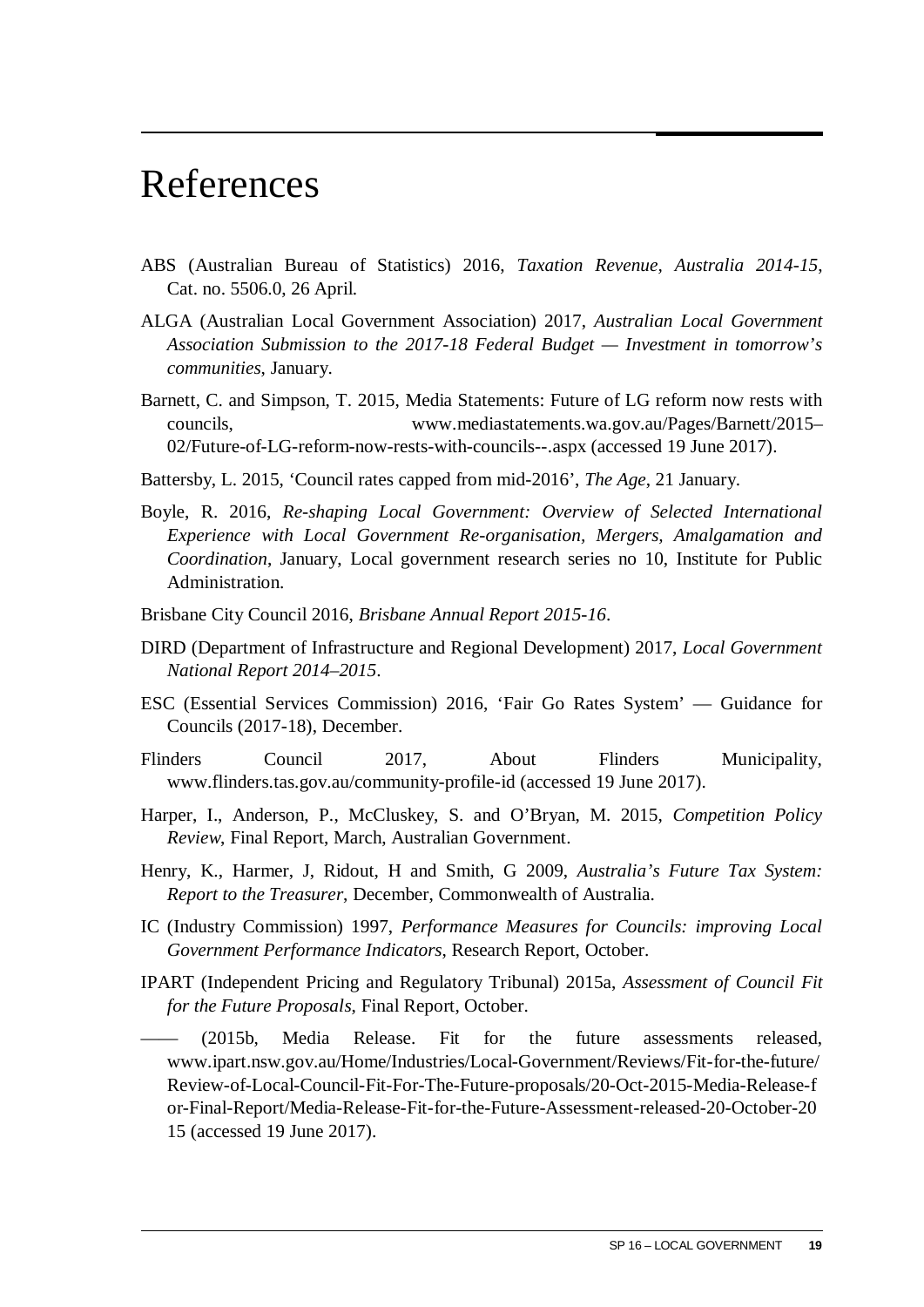# References

ABS (Australian Bureau of Statistics) 2016, *Taxation Revenue, Australia 2014-15*, Cat. no. 5506.0, 26 April.

ALGA (Australian Local Government Association) 2017, *Australian Local Government Association Submission to the 2017-18 Federal Budget — Investment in tomorrow's communities*, January.

Barnett, C. and Simpson, T. 2015, Media Statements: Future of LG reform now rests with councils, www.mediastatements.wa.gov.au/Pages/Barnett/2015–02/Future-of-LG-reform-now-rests-with-councils--.aspx (accessed 19 June 2017).

Battersby, L. 2015, 'Council rates capped from mid-2016', *The Age*, 21 January.

Boyle, R. 2016, *Re-shaping Local Government: Overview of Selected International Experience with Local Government Re-organisation, Mergers, Amalgamation and Coordination*, January, Local government research series no 10, Institute for Public Administration.

Brisbane City Council 2016, *Brisbane Annual Report 2015-16*.

DIRD (Department of Infrastructure and Regional Development) 2017, *Local Government National Report 2014–2015*.

ESC (Essential Services Commission) 2016, 'Fair Go Rates System' — Guidance for Councils (2017-18), December.

Flinders Council 2017, About Flinders Municipality, www.flinders.tas.gov.au/community-profile-id (accessed 19 June 2017).

Harper, I., Anderson, P., McCluskey, S. and O'Bryan, M. 2015, *Competition Policy Review*, Final Report, March, Australian Government.

Henry, K., Harmer, J, Ridout, H and Smith, G 2009, *Australia's Future Tax System: Report to the Treasurer*, December, Commonwealth of Australia.

IC (Industry Commission) 1997, *Performance Measures for Councils: improving Local Government Performance Indicators*, Research Report, October.

IPART (Independent Pricing and Regulatory Tribunal) 2015a, *Assessment of Council Fit for the Future Proposals*, Final Report, October.

—— (2015b, Media Release. Fit for the future assessments released, www.ipart.nsw.gov.au/Home/Industries/Local-Government/Reviews/Fit-for-the-future/Review-of-Local-Council-Fit-For-The-Future-proposals/20-Oct-2015-Media-Release-for-Final-Report/Media-Release-Fit-for-the-Future-Assessment-released-20-October-2015 (accessed 19 June 2017).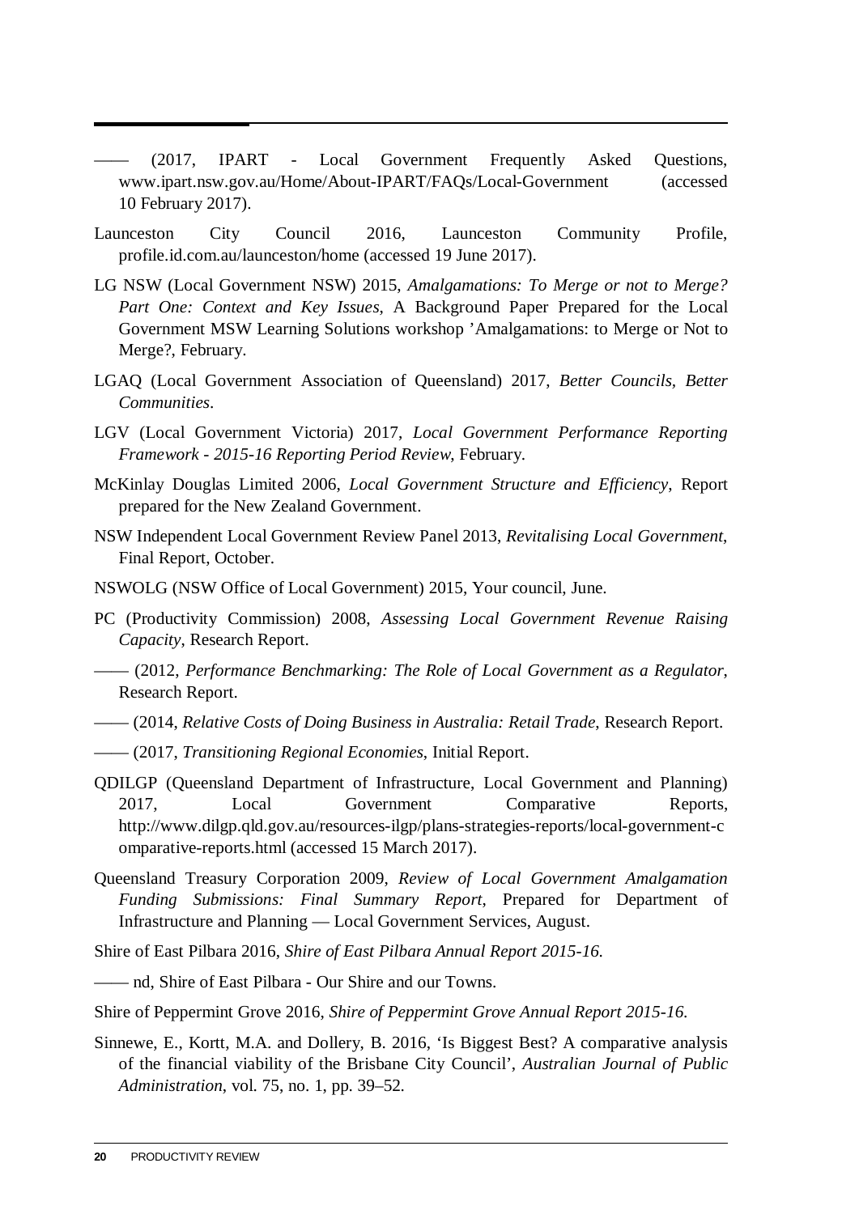—— (2017, IPART - Local Government Frequently Asked Questions, www.ipart.nsw.gov.au/Home/About-IPART/FAQs/Local-Government (accessed 10 February 2017).

Launceston City Council 2016, Launceston Community Profile, profile.id.com.au/launceston/home (accessed 19 June 2017).

LG NSW (Local Government NSW) 2015, *Amalgamations: To Merge or not to Merge? Part One: Context and Key Issues*, A Background Paper Prepared for the Local Government MSW Learning Solutions workshop 'Amalgamations: to Merge or Not to Merge?, February.

LGAQ (Local Government Association of Queensland) 2017, *Better Councils, Better Communities*.

LGV (Local Government Victoria) 2017, *Local Government Performance Reporting Framework - 2015-16 Reporting Period Review*, February.

McKinlay Douglas Limited 2006, *Local Government Structure and Efficiency*, Report prepared for the New Zealand Government.

NSW Independent Local Government Review Panel 2013, *Revitalising Local Government*, Final Report, October.

NSWOLG (NSW Office of Local Government) 2015, Your council, June.

PC (Productivity Commission) 2008, *Assessing Local Government Revenue Raising Capacity*, Research Report.

—— (2012, *Performance Benchmarking: The Role of Local Government as a Regulator*, Research Report.

—— (2014, *Relative Costs of Doing Business in Australia: Retail Trade*, Research Report.

—— (2017, *Transitioning Regional Economies*, Initial Report.

QDILGP (Queensland Department of Infrastructure, Local Government and Planning) 2017, Local Government Comparative Reports, http://www.dilgp.qld.gov.au/resources-ilgp/plans-strategies-reports/local-government-comparative-reports.html (accessed 15 March 2017).

Queensland Treasury Corporation 2009, *Review of Local Government Amalgamation Funding Submissions: Final Summary Report*, Prepared for Department of Infrastructure and Planning — Local Government Services, August.

Shire of East Pilbara 2016, *Shire of East Pilbara Annual Report 2015-16*.

—— nd, Shire of East Pilbara - Our Shire and our Towns.

Shire of Peppermint Grove 2016, *Shire of Peppermint Grove Annual Report 2015-16*.

Sinnewe, E., Kortt, M.A. and Dollery, B. 2016, 'Is Biggest Best? A comparative analysis of the financial viability of the Brisbane City Council', *Australian Journal of Public Administration*, vol. 75, no. 1, pp. 39–52.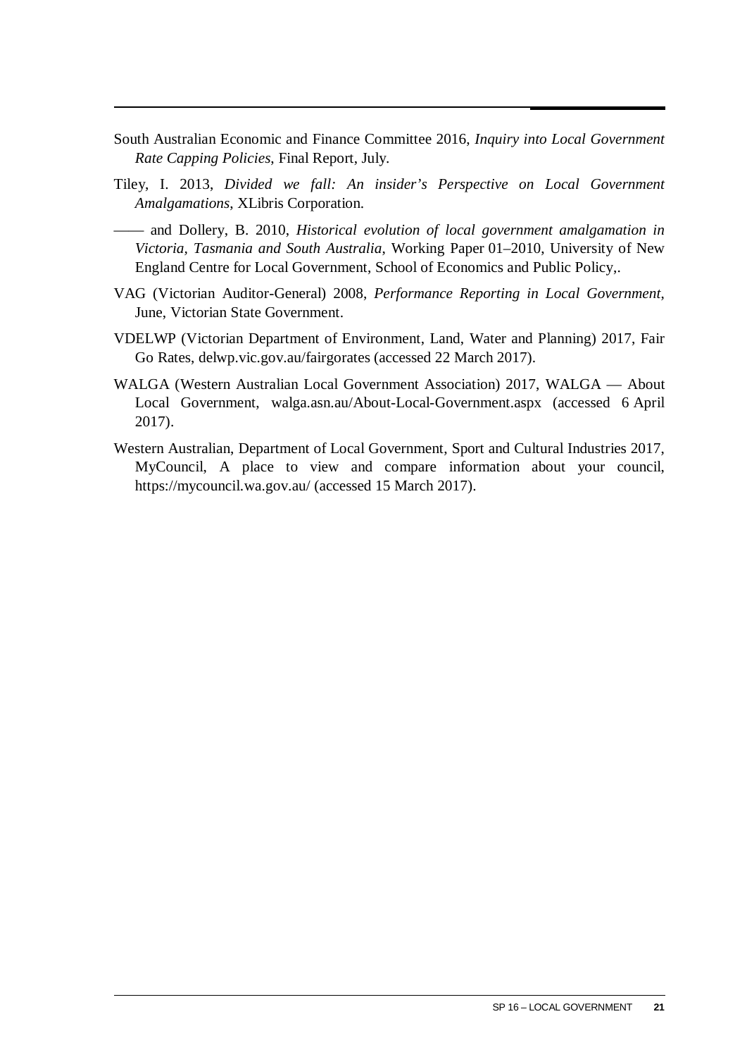South Australian Economic and Finance Committee 2016, *Inquiry into Local Government Rate Capping Policies*, Final Report, July.

Tiley, I. 2013, *Divided we fall: An insider's Perspective on Local Government Amalgamations*, XLibris Corporation.

—— and Dollery, B. 2010, *Historical evolution of local government amalgamation in Victoria, Tasmania and South Australia*, Working Paper 01–2010, University of New England Centre for Local Government, School of Economics and Public Policy,.

VAG (Victorian Auditor-General) 2008, *Performance Reporting in Local Government*, June, Victorian State Government.

VDELWP (Victorian Department of Environment, Land, Water and Planning) 2017, Fair Go Rates, delwp.vic.gov.au/fairgorates (accessed 22 March 2017).

WALGA (Western Australian Local Government Association) 2017, WALGA — About Local Government, walga.asn.au/About-Local-Government.aspx (accessed 6 April 2017).

Western Australian, Department of Local Government, Sport and Cultural Industries 2017, MyCouncil, A place to view and compare information about your council, https://mycouncil.wa.gov.au/ (accessed 15 March 2017).